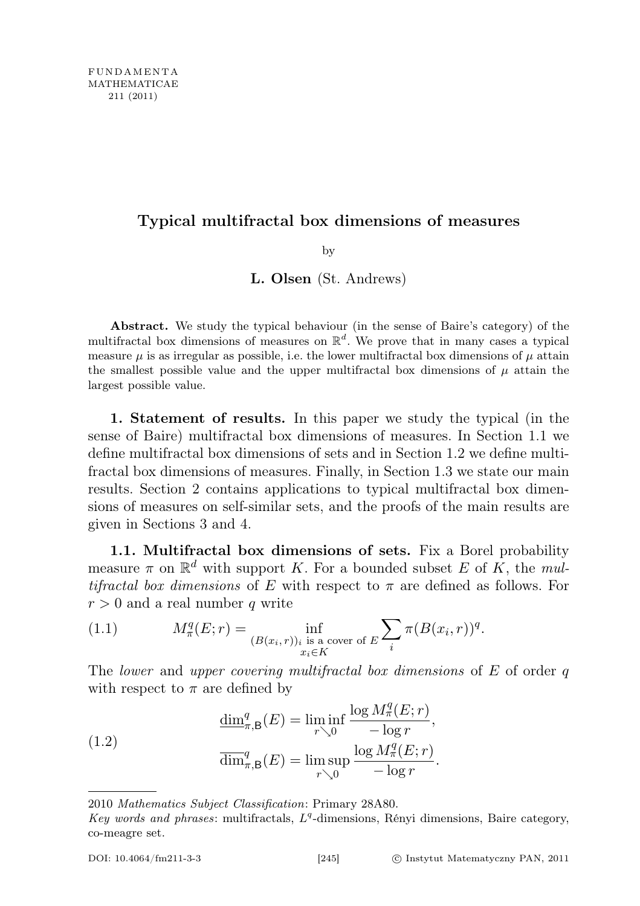FUNDAMENTA MATHEMATICAE 211 (2011)

# Typical multifractal box dimensions of measures

by

**L. Olsen** (St. Andrews)

**Abstract.** We study the typical behaviour (in the sense of Baire's category) of the multifractal box dimensions of measures on $\mathbb{R}^d$. We prove that in many cases a typical measure $\mu$ is as irregular as possible, i.e. the lower multifractal box dimensions of $\mu$ attain the smallest possible value and the upper multifractal box dimensions of $\mu$ attain the largest possible value.

**1. Statement of results.** In this paper we study the typical (in the sense of Baire) multifractal box dimensions of measures. In Section 1.1 we define multifractal box dimensions of sets and in Section 1.2 we define multifractal box dimensions of measures. Finally, in Section 1.3 we state our main results. Section 2 contains applications to typical multifractal box dimensions of measures on self-similar sets, and the proofs of the main results are given in Sections 3 and 4.

**1.1. Multifractal box dimensions of sets.** Fix a Borel probability measure $\pi$ on $\mathbb{R}^d$ with support $K$. For a bounded subset $E$ of $K$, the *multifractal box dimensions* of $E$ with respect to $\pi$ are defined as follows. For $r > 0$ and a real number $q$ write

$$M_\pi^q(E;r) = \inf_{\substack{(B(x_i,r))_i \text{ is a cover of } E \\ x_i \in K}} \sum_i \pi(B(x_i,r))^q. \tag{1.1}$$

The *lower* and *upper covering multifractal box dimensions* of $E$ of order $q$ with respect to $\pi$ are defined by

$$\underline{\dim}_{\pi,\mathsf{B}}^q(E) = \liminf_{r \searrow 0} \frac{\log M_\pi^q(E;r)}{-\log r},$$
$$\overline{\dim}_{\pi,\mathsf{B}}^q(E) = \limsup_{r \searrow 0} \frac{\log M_\pi^q(E;r)}{-\log r}. \tag{1.2}$$

---

2010 *Mathematics Subject Classification*: Primary 28A80.

*Key words and phrases*: multifractals, $L^q$-dimensions, Rényi dimensions, Baire category, co-meagre set.

DOI: 10.4064/fm211-3-3 © Instytut Matematyczny PAN, 2011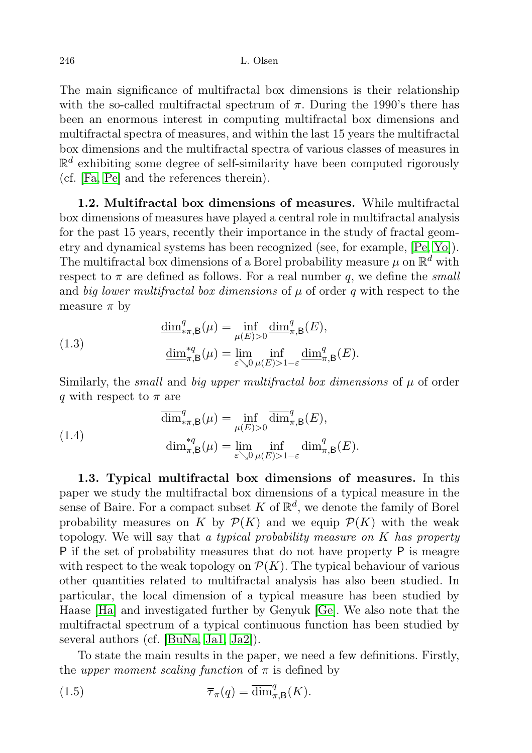The main significance of multifractal box dimensions is their relationship with the so-called multifractal spectrum of $\pi$. During the 1990's there has been an enormous interest in computing multifractal box dimensions and multifractal spectra of measures, and within the last 15 years the multifractal box dimensions and the multifractal spectra of various classes of measures in $\mathbb{R}^d$ exhibiting some degree of self-similarity have been computed rigorously (cf. [Fa, Pe] and the references therein).

**1.2. Multifractal box dimensions of measures.** While multifractal box dimensions of measures have played a central role in multifractal analysis for the past 15 years, recently their importance in the study of fractal geometry and dynamical systems has been recognized (see, for example, [Pe, Yo]). The multifractal box dimensions of a Borel probability measure $\mu$ on $\mathbb{R}^d$ with respect to $\pi$ are defined as follows. For a real number $q$, we define the *small* and *big lower multifractal box dimensions* of $\mu$ of order $q$ with respect to the measure $\pi$ by

$$\begin{aligned} \underline{\dim}^q_{*\pi,\mathsf{B}}(\mu) &= \inf_{\mu(E)>0} \underline{\dim}^q_{\pi,\mathsf{B}}(E), \\ \underline{\dim}^{*q}_{\pi,\mathsf{B}}(\mu) &= \lim_{\varepsilon \searrow 0} \inf_{\mu(E)>1-\varepsilon} \underline{\dim}^q_{\pi,\mathsf{B}}(E). \end{aligned} \tag{1.3}$$

Similarly, the *small* and *big upper multifractal box dimensions* of $\mu$ of order $q$ with respect to $\pi$ are

$$\begin{aligned} \overline{\dim}^q_{*\pi,\mathsf{B}}(\mu) &= \inf_{\mu(E)>0} \overline{\dim}^q_{\pi,\mathsf{B}}(E), \\ \overline{\dim}^{*q}_{\pi,\mathsf{B}}(\mu) &= \lim_{\varepsilon \searrow 0} \inf_{\mu(E)>1-\varepsilon} \overline{\dim}^q_{\pi,\mathsf{B}}(E). \end{aligned} \tag{1.4}$$

**1.3. Typical multifractal box dimensions of measures.** In this paper we study the multifractal box dimensions of a typical measure in the sense of Baire. For a compact subset $K$ of $\mathbb{R}^d$, we denote the family of Borel probability measures on $K$ by $\mathcal{P}(K)$ and we equip $\mathcal{P}(K)$ with the weak topology. We will say that *a typical probability measure on $K$ has property* $\mathsf{P}$ if the set of probability measures that do not have property $\mathsf{P}$ is meagre with respect to the weak topology on $\mathcal{P}(K)$. The typical behaviour of various other quantities related to multifractal analysis has also been studied. In particular, the local dimension of a typical measure has been studied by Haase [Ha] and investigated further by Genyuk [Ge]. We also note that the multifractal spectrum of a typical continuous function has been studied by several authors (cf. [BuNa, Ja1, Ja2]).

To state the main results in the paper, we need a few definitions. Firstly, the *upper moment scaling function* of $\pi$ is defined by

$$\overline{\tau}_\pi(q) = \overline{\dim}^q_{\pi,\mathsf{B}}(K). \tag{1.5}$$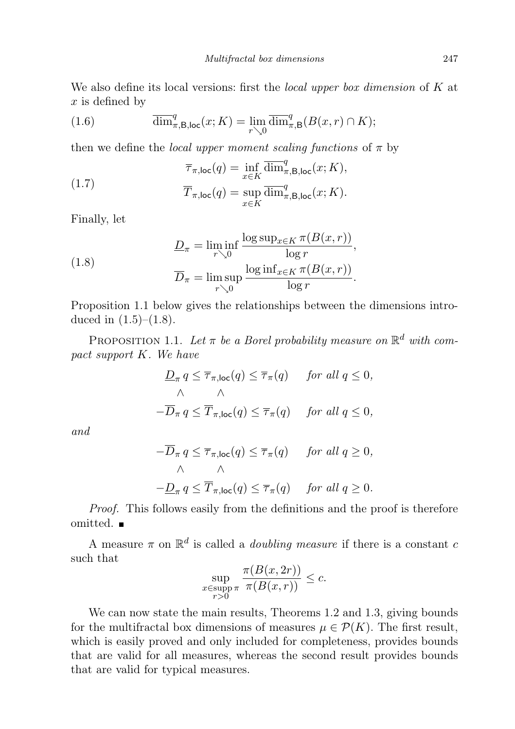We also define its local versions: first the *local upper box dimension* of $K$ at $x$ is defined by

$$\overline{\dim}^q_{\pi,\mathsf{B},\mathsf{loc}}(x;K) = \lim_{r\searrow 0} \overline{\dim}^q_{\pi,\mathsf{B}}(B(x,r)\cap K); \tag{1.6}$$

then we define the *local upper moment scaling functions* of $\pi$ by

$$\begin{aligned}\overline{\tau}_{\pi,\mathsf{loc}}(q) &= \inf_{x\in K} \overline{\dim}^q_{\pi,\mathsf{B},\mathsf{loc}}(x;K),\\ \overline{T}_{\pi,\mathsf{loc}}(q) &= \sup_{x\in K} \overline{\dim}^q_{\pi,\mathsf{B},\mathsf{loc}}(x;K).\end{aligned} \tag{1.7}$$

Finally, let

$$\begin{aligned}\underline{D}_\pi &= \liminf_{r\searrow 0} \frac{\log \sup_{x\in K}\pi(B(x,r))}{\log r},\\ \overline{D}_\pi &= \limsup_{r\searrow 0} \frac{\log \inf_{x\in K}\pi(B(x,r))}{\log r}.\end{aligned} \tag{1.8}$$

Proposition 1.1 below gives the relationships between the dimensions introduced in (1.5)–(1.8).

Proposition 1.1. *Let $\pi$ be a Borel probability measure on $\mathbb{R}^d$ with compact support $K$. We have*

$$\begin{array}{rcccll}\underline{D}_\pi\, q &\le& \overline{\tau}_{\pi,\mathsf{loc}}(q) &\le& \overline{\tau}_\pi(q) & \text{for all } q\le 0,\\ \wedge & & \wedge & & & \\ -\overline{D}_\pi\, q &\le& \overline{T}_{\pi,\mathsf{loc}}(q) &\le& \overline{\tau}_\pi(q) & \text{for all } q\le 0,\end{array}$$

*and*

$$\begin{array}{rcccll}-\overline{D}_\pi\, q &\le& \overline{\tau}_{\pi,\mathsf{loc}}(q) &\le& \overline{\tau}_\pi(q) & \text{for all } q\ge 0,\\ \wedge & & \wedge & & & \\ -\underline{D}_\pi\, q &\le& \overline{T}_{\pi,\mathsf{loc}}(q) &\le& \overline{\tau}_\pi(q) & \text{for all } q\ge 0.\end{array}$$

*Proof.* This follows easily from the definitions and the proof is therefore omitted. ∎

A measure $\pi$ on $\mathbb{R}^d$ is called a *doubling measure* if there is a constant $c$ such that

$$\sup_{\substack{x\in \operatorname{supp}\pi\\ r>0}} \frac{\pi(B(x,2r))}{\pi(B(x,r))} \le c.$$

We can now state the main results, Theorems 1.2 and 1.3, giving bounds for the multifractal box dimensions of measures $\mu\in\mathcal{P}(K)$. The first result, which is easily proved and only included for completeness, provides bounds that are valid for all measures, whereas the second result provides bounds that are valid for typical measures.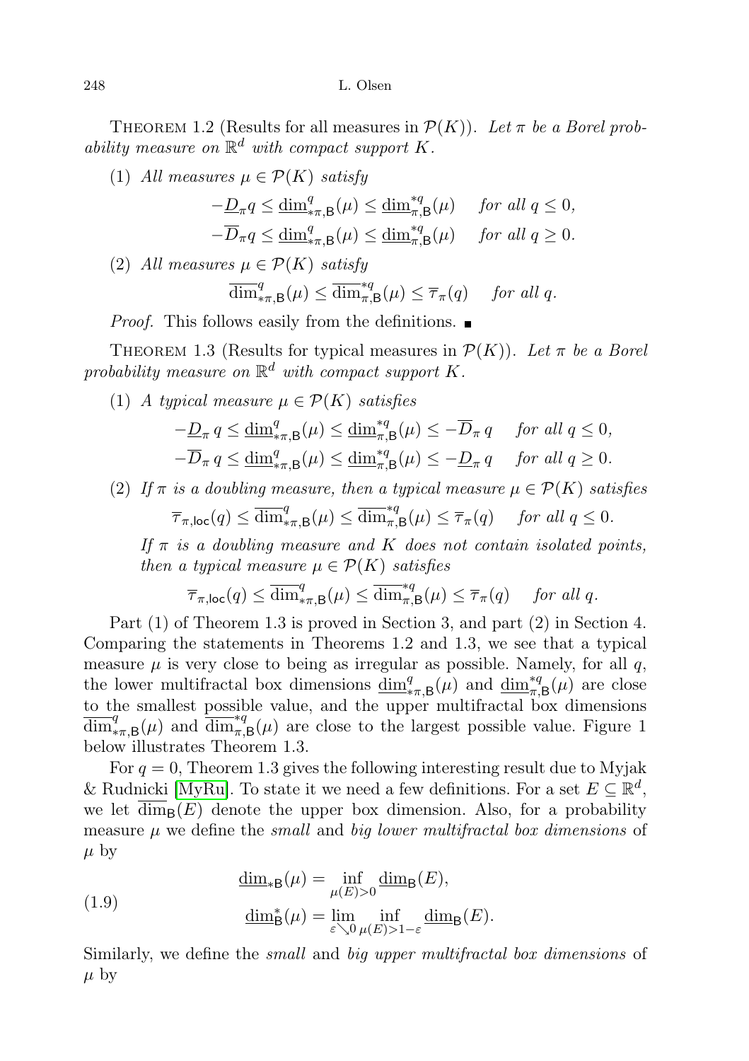THEOREM 1.2 (Results for all measures in $\mathcal{P}(K)$). *Let $\pi$ be a Borel probability measure on $\mathbb{R}^d$ with compact support $K$.*

(1) *All measures $\mu \in \mathcal{P}(K)$ satisfy*

$$-\underline{D}_\pi q \le \underline{\dim}^q_{*\pi,\mathsf{B}}(\mu) \le \underline{\dim}^{*q}_{\pi,\mathsf{B}}(\mu) \quad \text{for all } q \le 0,$$
$$-\overline{D}_\pi q \le \underline{\dim}^q_{*\pi,\mathsf{B}}(\mu) \le \underline{\dim}^{*q}_{\pi,\mathsf{B}}(\mu) \quad \text{for all } q \ge 0.$$

(2) *All measures $\mu \in \mathcal{P}(K)$ satisfy*

$$\overline{\dim}^q_{*\pi,\mathsf{B}}(\mu) \le \overline{\dim}^{*q}_{\pi,\mathsf{B}}(\mu) \le \overline{\tau}_\pi(q) \quad \text{for all } q.$$

*Proof.* This follows easily from the definitions. ∎

THEOREM 1.3 (Results for typical measures in $\mathcal{P}(K)$). *Let $\pi$ be a Borel probability measure on $\mathbb{R}^d$ with compact support $K$.*

(1) *A typical measure $\mu \in \mathcal{P}(K)$ satisfies*

$$-\underline{D}_\pi\, q \le \underline{\dim}^q_{*\pi,\mathsf{B}}(\mu) \le \underline{\dim}^{*q}_{\pi,\mathsf{B}}(\mu) \le -\overline{D}_\pi\, q \quad \text{for all } q \le 0,$$
$$-\overline{D}_\pi\, q \le \underline{\dim}^q_{*\pi,\mathsf{B}}(\mu) \le \underline{\dim}^{*q}_{\pi,\mathsf{B}}(\mu) \le -\underline{D}_\pi\, q \quad \text{for all } q \ge 0.$$

(2) *If $\pi$ is a doubling measure, then a typical measure $\mu \in \mathcal{P}(K)$ satisfies*

$$\overline{\tau}_{\pi,\mathsf{loc}}(q) \le \overline{\dim}^q_{*\pi,\mathsf{B}}(\mu) \le \overline{\dim}^{*q}_{\pi,\mathsf{B}}(\mu) \le \overline{\tau}_\pi(q) \quad \text{for all } q \le 0.$$

*If $\pi$ is a doubling measure and $K$ does not contain isolated points, then a typical measure $\mu \in \mathcal{P}(K)$ satisfies*

$$\overline{\tau}_{\pi,\mathsf{loc}}(q) \le \overline{\dim}^q_{*\pi,\mathsf{B}}(\mu) \le \overline{\dim}^{*q}_{\pi,\mathsf{B}}(\mu) \le \overline{\tau}_\pi(q) \quad \text{for all } q.$$

Part (1) of Theorem 1.3 is proved in Section 3, and part (2) in Section 4. Comparing the statements in Theorems 1.2 and 1.3, we see that a typical measure $\mu$ is very close to being as irregular as possible. Namely, for all $q$, the lower multifractal box dimensions $\underline{\dim}^q_{*\pi,\mathsf{B}}(\mu)$ and $\underline{\dim}^{*q}_{\pi,\mathsf{B}}(\mu)$ are close to the smallest possible value, and the upper multifractal box dimensions $\overline{\dim}^q_{*\pi,\mathsf{B}}(\mu)$ and $\overline{\dim}^{*q}_{\pi,\mathsf{B}}(\mu)$ are close to the largest possible value. Figure 1 below illustrates Theorem 1.3.

For $q = 0$, Theorem 1.3 gives the following interesting result due to Myjak & Rudnicki [MyRu]. To state it we need a few definitions. For a set $E \subseteq \mathbb{R}^d$, we let $\overline{\dim}_{\mathsf{B}}(E)$ denote the upper box dimension. Also, for a probability measure $\mu$ we define the *small* and *big lower multifractal box dimensions* of $\mu$ by

$$\underline{\dim}_{*\mathsf{B}}(\mu) = \inf_{\mu(E)>0} \underline{\dim}_{\mathsf{B}}(E),$$
$$\underline{\dim}^*_{\mathsf{B}}(\mu) = \lim_{\varepsilon \searrow 0} \inf_{\mu(E)>1-\varepsilon} \underline{\dim}_{\mathsf{B}}(E). \tag{1.9}$$

Similarly, we define the *small* and *big upper multifractal box dimensions* of $\mu$ by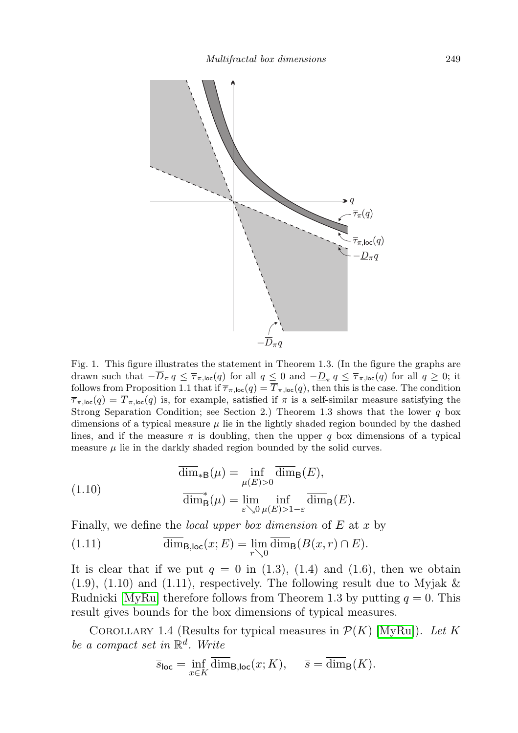Fig. 1. This figure illustrates the statement in Theorem 1.3. (In the figure the graphs are drawn such that $-\overline{D}_\pi q \le \overline{\tau}_{\pi,\mathsf{loc}}(q)$ for all $q \le 0$ and $-\underline{D}_\pi q \le \overline{\tau}_{\pi,\mathsf{loc}}(q)$ for all $q \ge 0$; it follows from Proposition 1.1 that if $\overline{\tau}_{\pi,\mathsf{loc}}(q) = \overline{T}_{\pi,\mathsf{loc}}(q)$, then this is the case. The condition $\overline{\tau}_{\pi,\mathsf{loc}}(q) = \overline{T}_{\pi,\mathsf{loc}}(q)$ is, for example, satisfied if $\pi$ is a self-similar measure satisfying the Strong Separation Condition; see Section 2.) Theorem 1.3 shows that the lower $q$ box dimensions of a typical measure $\mu$ lie in the lightly shaded region bounded by the dashed lines, and if the measure $\pi$ is doubling, then the upper $q$ box dimensions of a typical measure $\mu$ lie in the darkly shaded region bounded by the solid curves.

$$
\begin{aligned}
\overline{\dim}_{*\mathsf{B}}(\mu) &= \inf_{\mu(E)>0} \overline{\dim}_{\mathsf{B}}(E), \\
\overline{\dim}^*_{\mathsf{B}}(\mu) &= \lim_{\varepsilon \searrow 0} \inf_{\mu(E)>1-\varepsilon} \overline{\dim}_{\mathsf{B}}(E).
\end{aligned}
\tag{1.10}
$$

Finally, we define the *local upper box dimension* of $E$ at $x$ by

$$
\overline{\dim}_{\mathsf{B},\mathsf{loc}}(x;E) = \lim_{r \searrow 0} \overline{\dim}_{\mathsf{B}}(B(x,r) \cap E).
\tag{1.11}
$$

It is clear that if we put $q = 0$ in (1.3), (1.4) and (1.6), then we obtain (1.9), (1.10) and (1.11), respectively. The following result due to Myjak & Rudnicki [MyRu] therefore follows from Theorem 1.3 by putting $q = 0$. This result gives bounds for the box dimensions of typical measures.

Corollary 1.4 (Results for typical measures in $\mathcal{P}(K)$ [MyRu]). *Let $K$ be a compact set in $\mathbb{R}^d$. Write*

$$
\overline{s}_{\mathsf{loc}} = \inf_{x \in K} \overline{\dim}_{\mathsf{B},\mathsf{loc}}(x;K), \qquad \overline{s} = \overline{\dim}_{\mathsf{B}}(K).
$$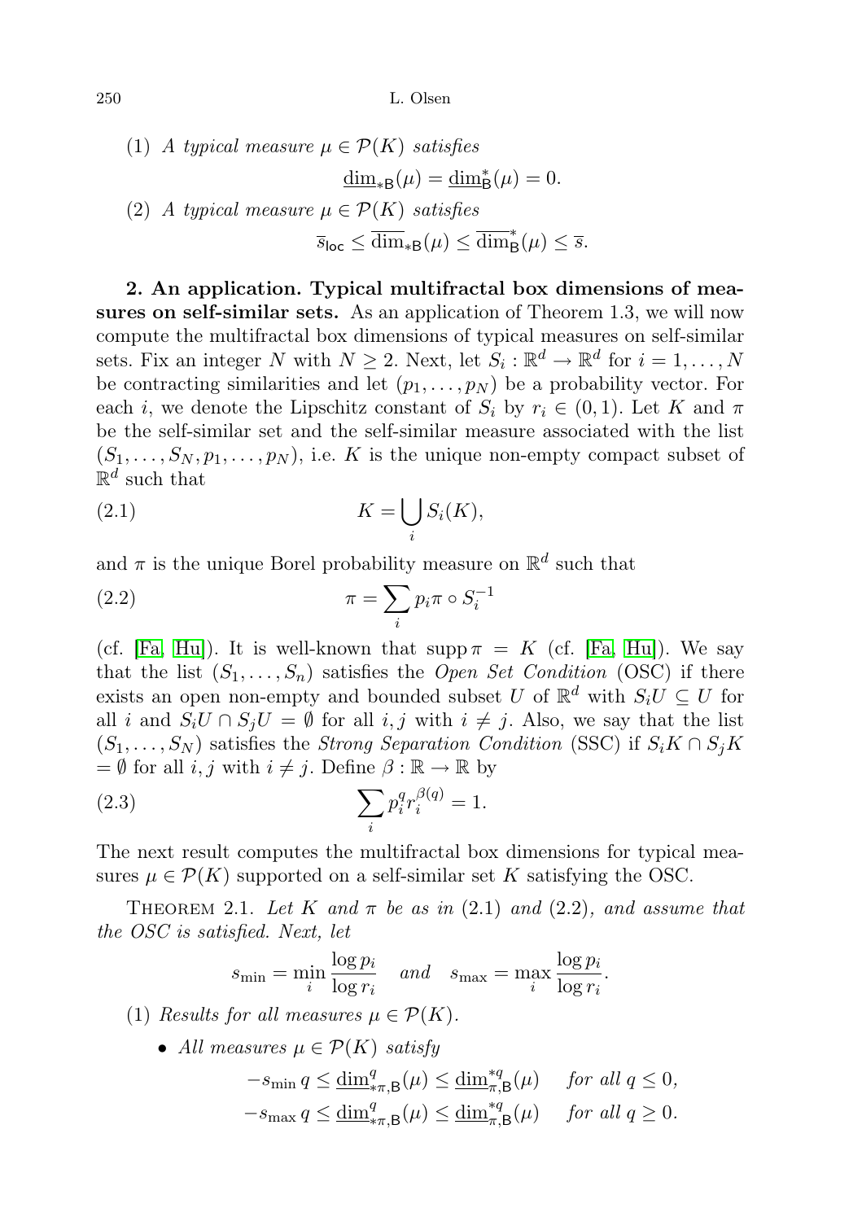(1) *A typical measure* $\mu \in \mathcal{P}(K)$ *satisfies*

$$\underline{\dim}_{*\mathsf{B}}(\mu) = \underline{\dim}^*_{\mathsf{B}}(\mu) = 0.$$

(2) *A typical measure* $\mu \in \mathcal{P}(K)$ *satisfies*

$$\overline{s}_{\mathsf{loc}} \le \overline{\dim}_{*\mathsf{B}}(\mu) \le \overline{\dim}^*_{\mathsf{B}}(\mu) \le \overline{s}.$$

**2. An application. Typical multifractal box dimensions of measures on self-similar sets.** As an application of Theorem 1.3, we will now compute the multifractal box dimensions of typical measures on self-similar sets. Fix an integer $N$ with $N \ge 2$. Next, let $S_i : \mathbb{R}^d \to \mathbb{R}^d$ for $i = 1, \dots, N$ be contracting similarities and let $(p_1, \dots, p_N)$ be a probability vector. For each $i$, we denote the Lipschitz constant of $S_i$ by $r_i \in (0, 1)$. Let $K$ and $\pi$ be the self-similar set and the self-similar measure associated with the list $(S_1, \dots, S_N, p_1, \dots, p_N)$, i.e. $K$ is the unique non-empty compact subset of $\mathbb{R}^d$ such that

$$K = \bigcup_i S_i(K), \tag{2.1}$$

and $\pi$ is the unique Borel probability measure on $\mathbb{R}^d$ such that

$$\pi = \sum_i p_i \pi \circ S_i^{-1} \tag{2.2}$$

(cf. [Fa, Hu]). It is well-known that $\operatorname{supp} \pi = K$ (cf. [Fa, Hu]). We say that the list $(S_1, \dots, S_n)$ satisfies the *Open Set Condition* (OSC) if there exists an open non-empty and bounded subset $U$ of $\mathbb{R}^d$ with $S_i U \subseteq U$ for all $i$ and $S_i U \cap S_j U = \emptyset$ for all $i, j$ with $i \ne j$. Also, we say that the list $(S_1, \dots, S_N)$ satisfies the *Strong Separation Condition* (SSC) if $S_i K \cap S_j K = \emptyset$ for all $i, j$ with $i \ne j$. Define $\beta : \mathbb{R} \to \mathbb{R}$ by

$$\sum_i p_i^q r_i^{\beta(q)} = 1. \tag{2.3}$$

The next result computes the multifractal box dimensions for typical measures $\mu \in \mathcal{P}(K)$ supported on a self-similar set $K$ satisfying the OSC.

THEOREM 2.1. *Let* $K$ *and* $\pi$ *be as in* (2.1) *and* (2.2)*, and assume that the OSC is satisfied. Next, let*

$$s_{\min} = \min_i \frac{\log p_i}{\log r_i} \quad \textit{and} \quad s_{\max} = \max_i \frac{\log p_i}{\log r_i}.$$

(1) *Results for all measures* $\mu \in \mathcal{P}(K)$.

- *All measures* $\mu \in \mathcal{P}(K)$ *satisfy*

$$-s_{\min}\, q \le \underline{\dim}^q_{*\pi,\mathsf{B}}(\mu) \le \underline{\dim}^{*q}_{\pi,\mathsf{B}}(\mu) \quad \textit{for all } q \le 0,$$
$$-s_{\max}\, q \le \underline{\dim}^q_{*\pi,\mathsf{B}}(\mu) \le \underline{\dim}^{*q}_{\pi,\mathsf{B}}(\mu) \quad \textit{for all } q \ge 0.$$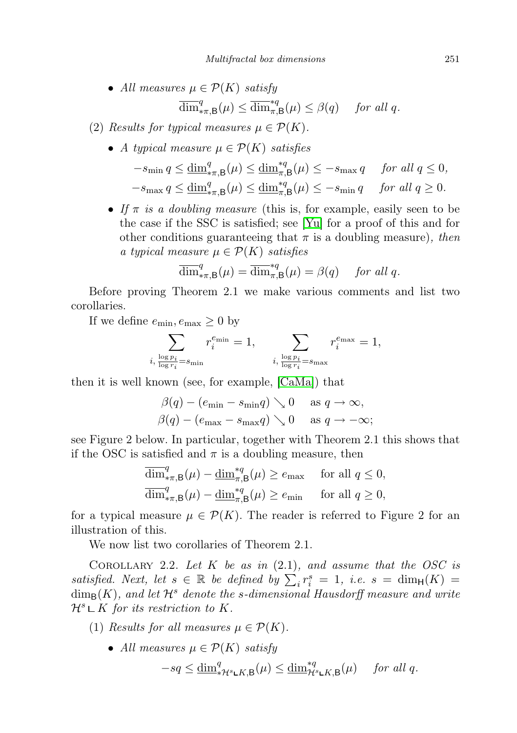- *All measures* $\mu \in \mathcal{P}(K)$ *satisfy*

$$\overline{\dim}^{q}_{*\pi,\mathsf{B}}(\mu) \le \overline{\dim}^{*q}_{\pi,\mathsf{B}}(\mu) \le \beta(q) \quad \textit{for all } q.$$

(2) *Results for typical measures* $\mu \in \mathcal{P}(K)$.

- *A typical measure* $\mu \in \mathcal{P}(K)$ *satisfies*

$$-s_{\min}\, q \le \underline{\dim}^{q}_{*\pi,\mathsf{B}}(\mu) \le \underline{\dim}^{*q}_{\pi,\mathsf{B}}(\mu) \le -s_{\max}\, q \quad \textit{for all } q \le 0,$$

$$-s_{\max}\, q \le \underline{\dim}^{q}_{*\pi,\mathsf{B}}(\mu) \le \underline{\dim}^{*q}_{\pi,\mathsf{B}}(\mu) \le -s_{\min}\, q \quad \textit{for all } q \ge 0.$$

- *If* $\pi$ *is a doubling measure* (this is, for example, easily seen to be the case if the SSC is satisfied; see [Yu] for a proof of this and for other conditions guaranteeing that $\pi$ is a doubling measure)*, then a typical measure* $\mu \in \mathcal{P}(K)$ *satisfies*

$$\overline{\dim}^{q}_{*\pi,\mathsf{B}}(\mu) = \overline{\dim}^{*q}_{\pi,\mathsf{B}}(\mu) = \beta(q) \quad \textit{for all } q.$$

Before proving Theorem 2.1 we make various comments and list two corollaries.

If we define $e_{\min}, e_{\max} \ge 0$ by

$$\sum_{i,\, \frac{\log p_i}{\log r_i} = s_{\min}} r_i^{e_{\min}} = 1, \qquad \sum_{i,\, \frac{\log p_i}{\log r_i} = s_{\max}} r_i^{e_{\max}} = 1,$$

then it is well known (see, for example, [CaMa]) that

$$\beta(q) - (e_{\min} - s_{\min} q) \searrow 0 \quad \text{as } q \to \infty,$$

$$\beta(q) - (e_{\max} - s_{\max} q) \searrow 0 \quad \text{as } q \to -\infty;$$

see Figure 2 below. In particular, together with Theorem 2.1 this shows that if the OSC is satisfied and $\pi$ is a doubling measure, then

$$\overline{\dim}^{q}_{*\pi,\mathsf{B}}(\mu) - \underline{\dim}^{*q}_{\pi,\mathsf{B}}(\mu) \ge e_{\max} \quad \text{for all } q \le 0,$$

$$\overline{\dim}^{q}_{*\pi,\mathsf{B}}(\mu) - \underline{\dim}^{*q}_{\pi,\mathsf{B}}(\mu) \ge e_{\min} \quad \text{for all } q \ge 0,$$

for a typical measure $\mu \in \mathcal{P}(K)$. The reader is referred to Figure 2 for an illustration of this.

We now list two corollaries of Theorem 2.1.

Corollary 2.2. *Let* $K$ *be as in* (2.1)*, and assume that the OSC is satisfied. Next, let* $s \in \mathbb{R}$ *be defined by* $\sum_i r_i^s = 1$*, i.e.* $s = \dim_{\mathsf{H}}(K) = \dim_{\mathsf{B}}(K)$*, and let* $\mathcal{H}^s$ *denote the* $s$*-dimensional Hausdorff measure and write* $\mathcal{H}^s \llcorner K$ *for its restriction to* $K$.

(1) *Results for all measures* $\mu \in \mathcal{P}(K)$.

- *All measures* $\mu \in \mathcal{P}(K)$ *satisfy*

$$-sq \le \underline{\dim}^{q}_{*\mathcal{H}^s \llcorner K,\mathsf{B}}(\mu) \le \underline{\dim}^{*q}_{\mathcal{H}^s \llcorner K,\mathsf{B}}(\mu) \quad \textit{for all } q.$$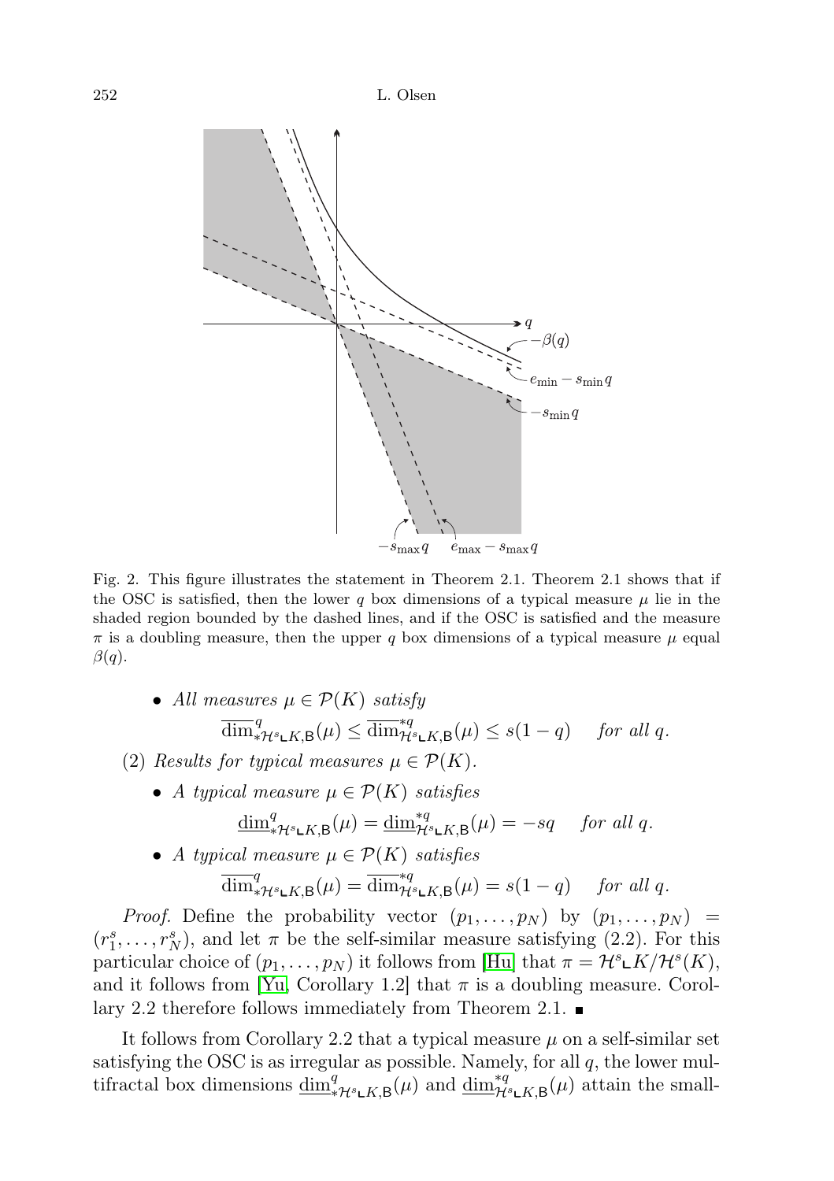Fig. 2. This figure illustrates the statement in Theorem 2.1. Theorem 2.1 shows that if the OSC is satisfied, then the lower $q$ box dimensions of a typical measure $\mu$ lie in the shaded region bounded by the dashed lines, and if the OSC is satisfied and the measure $\pi$ is a doubling measure, then the upper $q$ box dimensions of a typical measure $\mu$ equal $\beta(q)$.

- *All measures* $\mu \in \mathcal{P}(K)$ *satisfy*

$$\overline{\dim}^{q}_{*\mathcal{H}^s \llcorner K,\mathsf{B}}(\mu) \le \overline{\dim}^{*q}_{\mathcal{H}^s \llcorner K,\mathsf{B}}(\mu) \le s(1-q) \quad \text{for all } q.$$

(2) *Results for typical measures* $\mu \in \mathcal{P}(K)$.

- *A typical measure* $\mu \in \mathcal{P}(K)$ *satisfies*

$$\underline{\dim}^{q}_{*\mathcal{H}^s \llcorner K,\mathsf{B}}(\mu) = \underline{\dim}^{*q}_{\mathcal{H}^s \llcorner K,\mathsf{B}}(\mu) = -sq \quad \text{for all } q.$$

- *A typical measure* $\mu \in \mathcal{P}(K)$ *satisfies*

$$\overline{\dim}^{q}_{*\mathcal{H}^s \llcorner K,\mathsf{B}}(\mu) = \overline{\dim}^{*q}_{\mathcal{H}^s \llcorner K,\mathsf{B}}(\mu) = s(1-q) \quad \text{for all } q.$$

*Proof.* Define the probability vector $(p_1, \ldots, p_N)$ by $(p_1, \ldots, p_N) = (r_1^s, \ldots, r_N^s)$, and let $\pi$ be the self-similar measure satisfying (2.2). For this particular choice of $(p_1, \ldots, p_N)$ it follows from [Hu] that $\pi = \mathcal{H}^s \llcorner K / \mathcal{H}^s(K)$, and it follows from [Yu, Corollary 1.2] that $\pi$ is a doubling measure. Corollary 2.2 therefore follows immediately from Theorem 2.1. ∎

It follows from Corollary 2.2 that a typical measure $\mu$ on a self-similar set satisfying the OSC is as irregular as possible. Namely, for all $q$, the lower multifractal box dimensions $\underline{\dim}^{q}_{*\mathcal{H}^s \llcorner K,\mathsf{B}}(\mu)$ and $\underline{\dim}^{*q}_{\mathcal{H}^s \llcorner K,\mathsf{B}}(\mu)$ attain the small-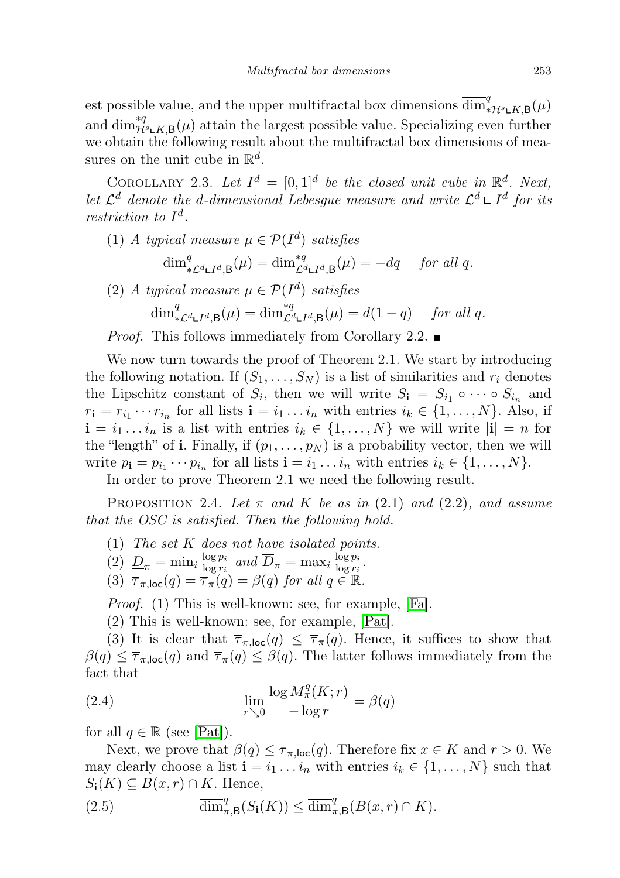est possible value, and the upper multifractal box dimensions $\overline{\dim}^q_{*\mathcal{H}^s\llcorner K,\mathsf{B}}(\mu)$ and $\overline{\dim}^{*q}_{\mathcal{H}^s\llcorner K,\mathsf{B}}(\mu)$ attain the largest possible value. Specializing even further we obtain the following result about the multifractal box dimensions of measures on the unit cube in $\mathbb{R}^d$.

Corollary 2.3. *Let $I^d = [0,1]^d$ be the closed unit cube in $\mathbb{R}^d$. Next, let $\mathcal{L}^d$ denote the d-dimensional Lebesgue measure and write $\mathcal{L}^d \llcorner I^d$ for its restriction to $I^d$.*

(1) *A typical measure $\mu \in \mathcal{P}(I^d)$ satisfies*

$$\underline{\dim}^q_{*\mathcal{L}^d\llcorner I^d,\mathsf{B}}(\mu) = \underline{\dim}^{*q}_{\mathcal{L}^d\llcorner I^d,\mathsf{B}}(\mu) = -dq \quad \textit{for all } q.$$

(2) *A typical measure $\mu \in \mathcal{P}(I^d)$ satisfies*

$$\overline{\dim}^q_{*\mathcal{L}^d\llcorner I^d,\mathsf{B}}(\mu) = \overline{\dim}^{*q}_{\mathcal{L}^d\llcorner I^d,\mathsf{B}}(\mu) = d(1-q) \quad \textit{for all } q.$$

*Proof.* This follows immediately from Corollary 2.2. ∎

We now turn towards the proof of Theorem 2.1. We start by introducing the following notation. If $(S_1,\dots,S_N)$ is a list of similarities and $r_i$ denotes the Lipschitz constant of $S_i$, then we will write $S_{\mathbf{i}} = S_{i_1}\circ\dots\circ S_{i_n}$ and $r_{\mathbf{i}} = r_{i_1}\cdots r_{i_n}$ for all lists $\mathbf{i} = i_1\dots i_n$ with entries $i_k \in \{1,\dots,N\}$. Also, if $\mathbf{i} = i_1\dots i_n$ is a list with entries $i_k\in\{1,\dots,N\}$ we will write $|\mathbf{i}| = n$ for the "length" of $\mathbf{i}$. Finally, if $(p_1,\dots,p_N)$ is a probability vector, then we will write $p_{\mathbf{i}} = p_{i_1}\cdots p_{i_n}$ for all lists $\mathbf{i} = i_1\dots i_n$ with entries $i_k\in\{1,\dots,N\}$.

In order to prove Theorem 2.1 we need the following result.

Proposition 2.4. *Let $\pi$ and $K$ be as in* (2.1) *and* (2.2), *and assume that the OSC is satisfied. Then the following hold.*

(1) *The set $K$ does not have isolated points.*
(2) $\underline{D}_\pi = \min_i \frac{\log p_i}{\log r_i}$ *and* $\overline{D}_\pi = \max_i \frac{\log p_i}{\log r_i}$.
(3) $\overline{\tau}_{\pi,\mathsf{loc}}(q) = \overline{\tau}_\pi(q) = \beta(q)$ *for all* $q\in\mathbb{R}$.

*Proof.* (1) This is well-known: see, for example, [Fa].

(2) This is well-known: see, for example, [Pat].

(3) It is clear that $\overline{\tau}_{\pi,\mathsf{loc}}(q) \le \overline{\tau}_\pi(q)$. Hence, it suffices to show that $\beta(q)\le\overline{\tau}_{\pi,\mathsf{loc}}(q)$ and $\overline{\tau}_\pi(q)\le\beta(q)$. The latter follows immediately from the fact that

$$\lim_{r\searrow 0}\frac{\log M^q_\pi(K;r)}{-\log r} = \beta(q) \tag{2.4}$$

for all $q\in\mathbb{R}$ (see [Pat]).

Next, we prove that $\beta(q)\le\overline{\tau}_{\pi,\mathsf{loc}}(q)$. Therefore fix $x\in K$ and $r>0$. We may clearly choose a list $\mathbf{i} = i_1\dots i_n$ with entries $i_k\in\{1,\dots,N\}$ such that $S_{\mathbf{i}}(K)\subseteq B(x,r)\cap K$. Hence,

$$\overline{\dim}^q_{\pi,\mathsf{B}}(S_{\mathbf{i}}(K)) \le \overline{\dim}^q_{\pi,\mathsf{B}}(B(x,r)\cap K). \tag{2.5}$$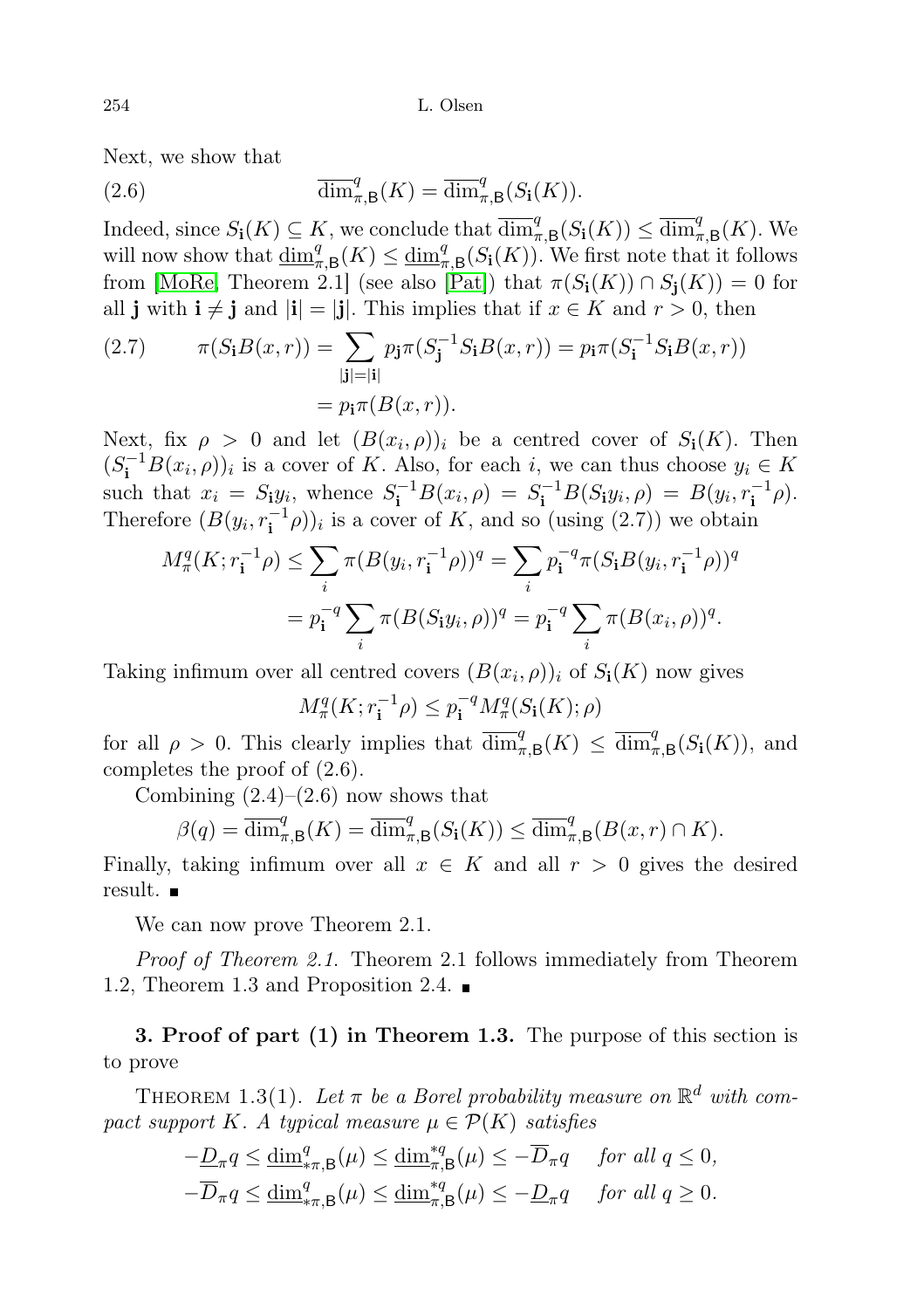Next, we show that

$$\overline{\dim}^q_{\pi,\mathsf{B}}(K) = \overline{\dim}^q_{\pi,\mathsf{B}}(S_{\mathbf{i}}(K)). \tag{2.6}$$

Indeed, since $S_{\mathbf{i}}(K) \subseteq K$, we conclude that $\overline{\dim}^q_{\pi,\mathsf{B}}(S_{\mathbf{i}}(K)) \leq \overline{\dim}^q_{\pi,\mathsf{B}}(K)$. We will now show that $\underline{\dim}^q_{\pi,\mathsf{B}}(K) \leq \underline{\dim}^q_{\pi,\mathsf{B}}(S_{\mathbf{i}}(K))$. We first note that it follows from [MoRe, Theorem 2.1] (see also [Pat]) that $\pi(S_{\mathbf{i}}(K)) \cap S_{\mathbf{j}}(K)) = 0$ for all $\mathbf{j}$ with $\mathbf{i} \neq \mathbf{j}$ and $|\mathbf{i}| = |\mathbf{j}|$. This implies that if $x \in K$ and $r > 0$, then

$$\begin{aligned} \pi(S_{\mathbf{i}}B(x,r)) &= \sum_{|\mathbf{j}|=|\mathbf{i}|} p_{\mathbf{j}}\pi(S_{\mathbf{j}}^{-1}S_{\mathbf{i}}B(x,r)) = p_{\mathbf{i}}\pi(S_{\mathbf{i}}^{-1}S_{\mathbf{i}}B(x,r)) \\ &= p_{\mathbf{i}}\pi(B(x,r)). \end{aligned} \tag{2.7}$$

Next, fix $\rho > 0$ and let $(B(x_i,\rho))_i$ be a centred cover of $S_{\mathbf{i}}(K)$. Then $(S_{\mathbf{i}}^{-1}B(x_i,\rho))_i$ is a cover of $K$. Also, for each $i$, we can thus choose $y_i \in K$ such that $x_i = S_{\mathbf{i}}y_i$, whence $S_{\mathbf{i}}^{-1}B(x_i,\rho) = S_{\mathbf{i}}^{-1}B(S_{\mathbf{i}}y_i,\rho) = B(y_i, r_{\mathbf{i}}^{-1}\rho)$. Therefore $(B(y_i, r_{\mathbf{i}}^{-1}\rho))_i$ is a cover of $K$, and so (using (2.7)) we obtain

$$\begin{aligned} M^q_\pi(K; r_{\mathbf{i}}^{-1}\rho) &\leq \sum_i \pi(B(y_i, r_{\mathbf{i}}^{-1}\rho))^q = \sum_i p_{\mathbf{i}}^{-q}\pi(S_{\mathbf{i}}B(y_i, r_{\mathbf{i}}^{-1}\rho))^q \\ &= p_{\mathbf{i}}^{-q}\sum_i \pi(B(S_{\mathbf{i}}y_i,\rho))^q = p_{\mathbf{i}}^{-q}\sum_i \pi(B(x_i,\rho))^q. \end{aligned}$$

Taking infimum over all centred covers $(B(x_i,\rho))_i$ of $S_{\mathbf{i}}(K)$ now gives

$$M^q_\pi(K; r_{\mathbf{i}}^{-1}\rho) \leq p_{\mathbf{i}}^{-q} M^q_\pi(S_{\mathbf{i}}(K); \rho)$$

for all $\rho > 0$. This clearly implies that $\overline{\dim}^q_{\pi,\mathsf{B}}(K) \leq \overline{\dim}^q_{\pi,\mathsf{B}}(S_{\mathbf{i}}(K))$, and completes the proof of (2.6).

Combining (2.4)–(2.6) now shows that

$$\beta(q) = \overline{\dim}^q_{\pi,\mathsf{B}}(K) = \overline{\dim}^q_{\pi,\mathsf{B}}(S_{\mathbf{i}}(K)) \leq \overline{\dim}^q_{\pi,\mathsf{B}}(B(x,r) \cap K).$$

Finally, taking infimum over all $x \in K$ and all $r > 0$ gives the desired result. ∎

We can now prove Theorem 2.1.

*Proof of Theorem 2.1.* Theorem 2.1 follows immediately from Theorem 1.2, Theorem 1.3 and Proposition 2.4. ∎

**3. Proof of part (1) in Theorem 1.3.** The purpose of this section is to prove

THEOREM 1.3(1). *Let $\pi$ be a Borel probability measure on $\mathbb{R}^d$ with compact support $K$. A typical measure $\mu \in \mathcal{P}(K)$ satisfies*

$$\begin{aligned} -\underline{D}_\pi q \leq \underline{\dim}^q_{*\pi,\mathsf{B}}(\mu) \leq \underline{\dim}^{*q}_{\pi,\mathsf{B}}(\mu) \leq -\overline{D}_\pi q \quad &\text{for all } q \leq 0, \\ -\overline{D}_\pi q \leq \underline{\dim}^q_{*\pi,\mathsf{B}}(\mu) \leq \underline{\dim}^{*q}_{\pi,\mathsf{B}}(\mu) \leq -\underline{D}_\pi q \quad &\text{for all } q \geq 0. \end{aligned}$$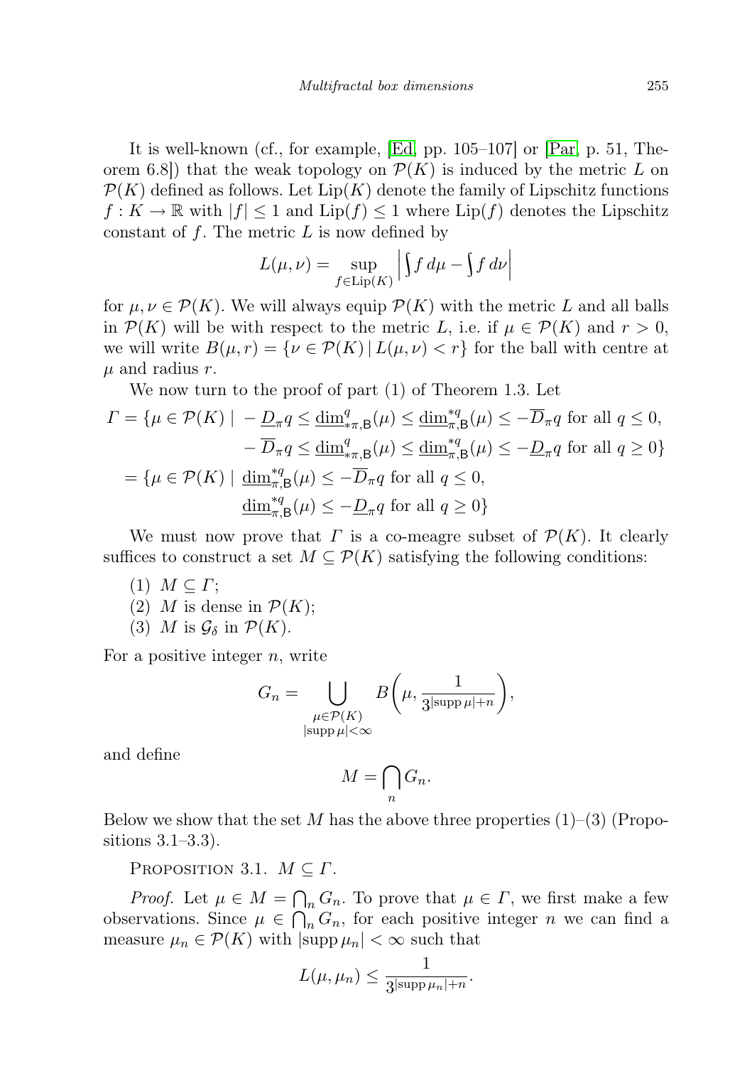It is well-known (cf., for example, [Ed, pp. 105–107] or [Par, p. 51, Theorem 6.8]) that the weak topology on $\mathcal{P}(K)$ is induced by the metric $L$ on $\mathcal{P}(K)$ defined as follows. Let $\mathrm{Lip}(K)$ denote the family of Lipschitz functions $f : K \to \mathbb{R}$ with $|f| \leq 1$ and $\mathrm{Lip}(f) \leq 1$ where $\mathrm{Lip}(f)$ denotes the Lipschitz constant of $f$. The metric $L$ is now defined by

$$L(\mu,\nu) = \sup_{f\in \mathrm{Lip}(K)} \left| \int f\,d\mu - \int f\,d\nu \right|$$

for $\mu,\nu \in \mathcal{P}(K)$. We will always equip $\mathcal{P}(K)$ with the metric $L$ and all balls in $\mathcal{P}(K)$ will be with respect to the metric $L$, i.e. if $\mu \in \mathcal{P}(K)$ and $r > 0$, we will write $B(\mu, r) = \{\nu \in \mathcal{P}(K) \mid L(\mu,\nu) < r\}$ for the ball with centre at $\mu$ and radius $r$.

We now turn to the proof of part (1) of Theorem 1.3. Let

$$\begin{aligned}
\Gamma = \{\mu \in \mathcal{P}(K) \mid & -\underline{D}_\pi q \leq \underline{\dim}^{q}_{*\pi,\mathsf{B}}(\mu) \leq \underline{\dim}^{*q}_{\pi,\mathsf{B}}(\mu) \leq -\overline{D}_\pi q \text{ for all } q \leq 0,\\
& -\overline{D}_\pi q \leq \underline{\dim}^{q}_{*\pi,\mathsf{B}}(\mu) \leq \underline{\dim}^{*q}_{\pi,\mathsf{B}}(\mu) \leq -\underline{D}_\pi q \text{ for all } q \geq 0\}\\
= \{\mu \in \mathcal{P}(K) \mid\ & \underline{\dim}^{*q}_{\pi,\mathsf{B}}(\mu) \leq -\overline{D}_\pi q \text{ for all } q \leq 0,\\
& \underline{\dim}^{*q}_{\pi,\mathsf{B}}(\mu) \leq -\underline{D}_\pi q \text{ for all } q \geq 0\}
\end{aligned}$$

We must now prove that $\Gamma$ is a co-meagre subset of $\mathcal{P}(K)$. It clearly suffices to construct a set $M \subseteq \mathcal{P}(K)$ satisfying the following conditions:

(1) $M \subseteq \Gamma$;
(2) $M$ is dense in $\mathcal{P}(K)$;
(3) $M$ is $\mathcal{G}_\delta$ in $\mathcal{P}(K)$.

For a positive integer $n$, write

$$G_n = \bigcup_{\substack{\mu\in\mathcal{P}(K)\\ |\operatorname{supp}\mu|<\infty}} B\left(\mu, \frac{1}{3^{|\operatorname{supp}\mu|+n}}\right),$$

and define

$$M = \bigcap_n G_n.$$

Below we show that the set $M$ has the above three properties (1)–(3) (Propositions 3.1–3.3).

Proposition 3.1. $M \subseteq \Gamma$.

*Proof.* Let $\mu \in M = \bigcap_n G_n$. To prove that $\mu \in \Gamma$, we first make a few observations. Since $\mu \in \bigcap_n G_n$, for each positive integer $n$ we can find a measure $\mu_n \in \mathcal{P}(K)$ with $|\operatorname{supp}\mu_n| < \infty$ such that

$$L(\mu,\mu_n) \leq \frac{1}{3^{|\operatorname{supp}\mu_n|+n}}.$$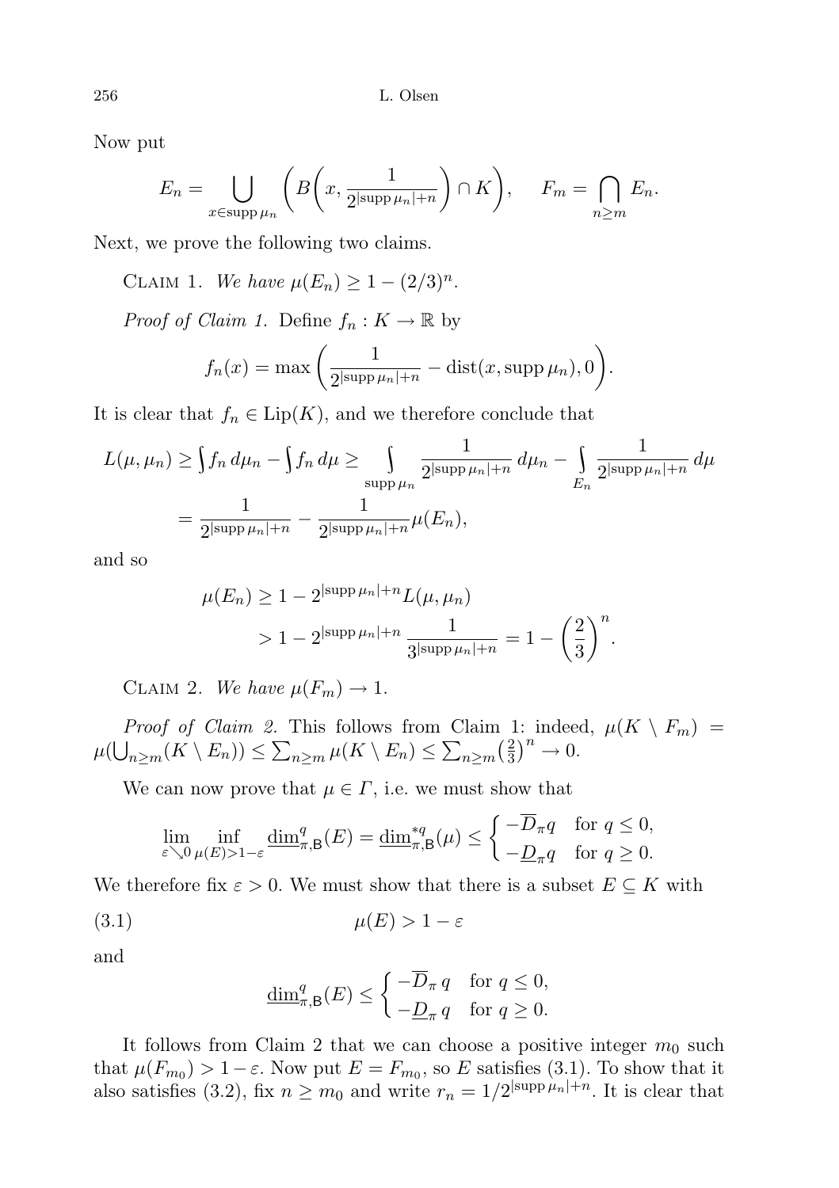Now put

$$E_n = \bigcup_{x \in \operatorname{supp} \mu_n} \left( B\left(x, \frac{1}{2^{|\operatorname{supp} \mu_n| + n}}\right) \cap K \right), \qquad F_m = \bigcap_{n \geq m} E_n.$$

Next, we prove the following two claims.

Claim 1. *We have* $\mu(E_n) \geq 1 - (2/3)^n$.

*Proof of Claim 1.* Define $f_n : K \to \mathbb{R}$ by

$$f_n(x) = \max\left( \frac{1}{2^{|\operatorname{supp} \mu_n| + n}} - \operatorname{dist}(x, \operatorname{supp} \mu_n), 0 \right).$$

It is clear that $f_n \in \operatorname{Lip}(K)$, and we therefore conclude that

$$\begin{aligned} L(\mu, \mu_n) &\geq \int f_n \, d\mu_n - \int f_n \, d\mu \geq \int_{\operatorname{supp} \mu_n} \frac{1}{2^{|\operatorname{supp} \mu_n| + n}} \, d\mu_n - \int_{E_n} \frac{1}{2^{|\operatorname{supp} \mu_n| + n}} \, d\mu \\ &= \frac{1}{2^{|\operatorname{supp} \mu_n| + n}} - \frac{1}{2^{|\operatorname{supp} \mu_n| + n}} \mu(E_n), \end{aligned}$$

and so

$$\begin{aligned} \mu(E_n) &\geq 1 - 2^{|\operatorname{supp} \mu_n| + n} L(\mu, \mu_n) \\ &> 1 - 2^{|\operatorname{supp} \mu_n| + n} \frac{1}{3^{|\operatorname{supp} \mu_n| + n}} = 1 - \left(\frac{2}{3}\right)^n. \end{aligned}$$

Claim 2. *We have* $\mu(F_m) \to 1$.

*Proof of Claim 2.* This follows from Claim 1: indeed, $\mu(K \setminus F_m) = \mu(\bigcup_{n \geq m} (K \setminus E_n)) \leq \sum_{n \geq m} \mu(K \setminus E_n) \leq \sum_{n \geq m} \left(\frac{2}{3}\right)^n \to 0$.

We can now prove that $\mu \in \Gamma$, i.e. we must show that

$$\lim_{\varepsilon \searrow 0} \inf_{\mu(E) > 1 - \varepsilon} \underline{\dim}^q_{\pi, \mathsf{B}}(E) = \underline{\dim}^{*q}_{\pi, \mathsf{B}}(\mu) \leq \begin{cases} -\overline{D}_\pi q & \text{for } q \leq 0, \\ -\underline{D}_\pi q & \text{for } q \geq 0. \end{cases}$$

We therefore fix $\varepsilon > 0$. We must show that there is a subset $E \subseteq K$ with

$$\mu(E) > 1 - \varepsilon \tag{3.1}$$

and

$$\underline{\dim}^q_{\pi, \mathsf{B}}(E) \leq \begin{cases} -\overline{D}_\pi \, q & \text{for } q \leq 0, \\ -\underline{D}_\pi \, q & \text{for } q \geq 0. \end{cases}$$

It follows from Claim 2 that we can choose a positive integer $m_0$ such that $\mu(F_{m_0}) > 1 - \varepsilon$. Now put $E = F_{m_0}$, so $E$ satisfies (3.1). To show that it also satisfies (3.2), fix $n \geq m_0$ and write $r_n = 1/2^{|\operatorname{supp} \mu_n| + n}$. It is clear that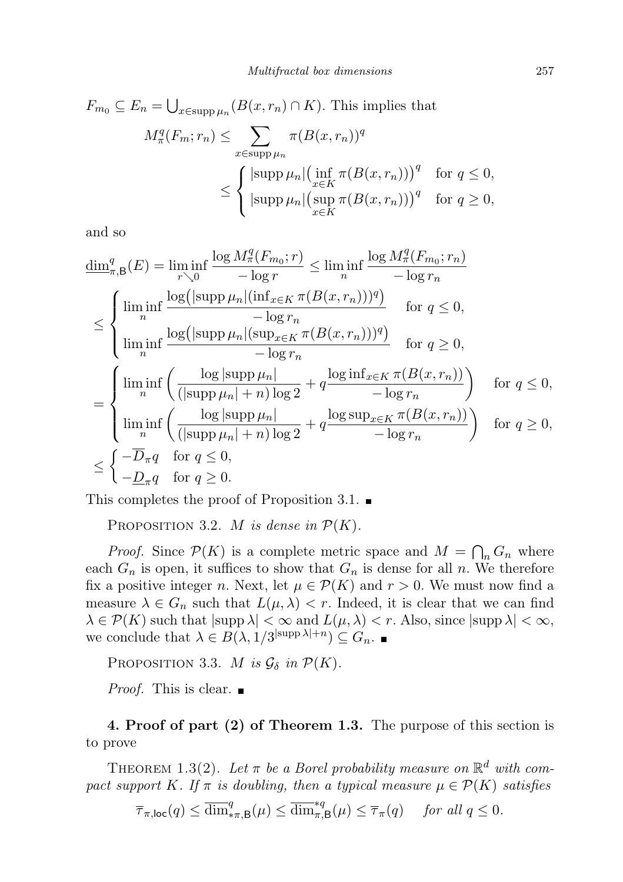$F_{m_0} \subseteq E_n = \bigcup_{x \in \operatorname{supp} \mu_n} (B(x, r_n) \cap K)$. This implies that

$$
\begin{aligned}
M_\pi^q(F_m; r_n) &\le \sum_{x \in \operatorname{supp} \mu_n} \pi(B(x, r_n))^q \\
&\le \begin{cases} |\operatorname{supp} \mu_n| \big( \inf_{x \in K} \pi(B(x, r_n)) \big)^q & \text{for } q \le 0, \\ |\operatorname{supp} \mu_n| \big( \sup_{x \in K} \pi(B(x, r_n)) \big)^q & \text{for } q \ge 0, \end{cases}
\end{aligned}
$$

and so

$$
\begin{aligned}
\underline{\dim}^q_{\pi,\mathsf{B}}(E) &= \liminf_{r \searrow 0} \frac{\log M_\pi^q(F_{m_0}; r)}{-\log r} \le \liminf_n \frac{\log M_\pi^q(F_{m_0}; r_n)}{-\log r_n} \\
&\le \begin{cases} \liminf_n \dfrac{\log\big( |\operatorname{supp} \mu_n| (\inf_{x \in K} \pi(B(x, r_n)))^q \big)}{-\log r_n} & \text{for } q \le 0, \\ \liminf_n \dfrac{\log\big( |\operatorname{supp} \mu_n| (\sup_{x \in K} \pi(B(x, r_n)))^q \big)}{-\log r_n} & \text{for } q \ge 0, \end{cases} \\
&= \begin{cases} \liminf_n \left( \dfrac{\log |\operatorname{supp} \mu_n|}{(|\operatorname{supp} \mu_n| + n) \log 2} + q \dfrac{\log \inf_{x \in K} \pi(B(x, r_n))}{-\log r_n} \right) & \text{for } q \le 0, \\ \liminf_n \left( \dfrac{\log |\operatorname{supp} \mu_n|}{(|\operatorname{supp} \mu_n| + n) \log 2} + q \dfrac{\log \sup_{x \in K} \pi(B(x, r_n))}{-\log r_n} \right) & \text{for } q \ge 0, \end{cases} \\
&\le \begin{cases} -\overline{D}_\pi q & \text{for } q \le 0, \\ -\underline{D}_\pi q & \text{for } q \ge 0. \end{cases}
\end{aligned}
$$

This completes the proof of Proposition 3.1. ∎

Proposition 3.2. *$M$ is dense in $\mathcal{P}(K)$.*

*Proof.* Since $\mathcal{P}(K)$ is a complete metric space and $M = \bigcap_n G_n$ where each $G_n$ is open, it suffices to show that $G_n$ is dense for all $n$. We therefore fix a positive integer $n$. Next, let $\mu \in \mathcal{P}(K)$ and $r > 0$. We must now find a measure $\lambda \in G_n$ such that $L(\mu, \lambda) < r$. Indeed, it is clear that we can find $\lambda \in \mathcal{P}(K)$ such that $|\operatorname{supp} \lambda| < \infty$ and $L(\mu, \lambda) < r$. Also, since $|\operatorname{supp} \lambda| < \infty$, we conclude that $\lambda \in B(\lambda, 1/3^{|\operatorname{supp} \lambda| + n}) \subseteq G_n$. ∎

Proposition 3.3. *$M$ is $\mathcal{G}_\delta$ in $\mathcal{P}(K)$.*

*Proof.* This is clear. ∎

**4. Proof of part (2) of Theorem 1.3.** The purpose of this section is to prove

Theorem 1.3(2). *Let $\pi$ be a Borel probability measure on $\mathbb{R}^d$ with compact support $K$. If $\pi$ is doubling, then a typical measure $\mu \in \mathcal{P}(K)$ satisfies*

$$\overline{\tau}_{\pi,\mathsf{loc}}(q) \le \overline{\dim}^q_{*\pi,\mathsf{B}}(\mu) \le \overline{\dim}^{*q}_{\pi,\mathsf{B}}(\mu) \le \overline{\tau}_\pi(q) \quad \textit{for all } q \le 0.$$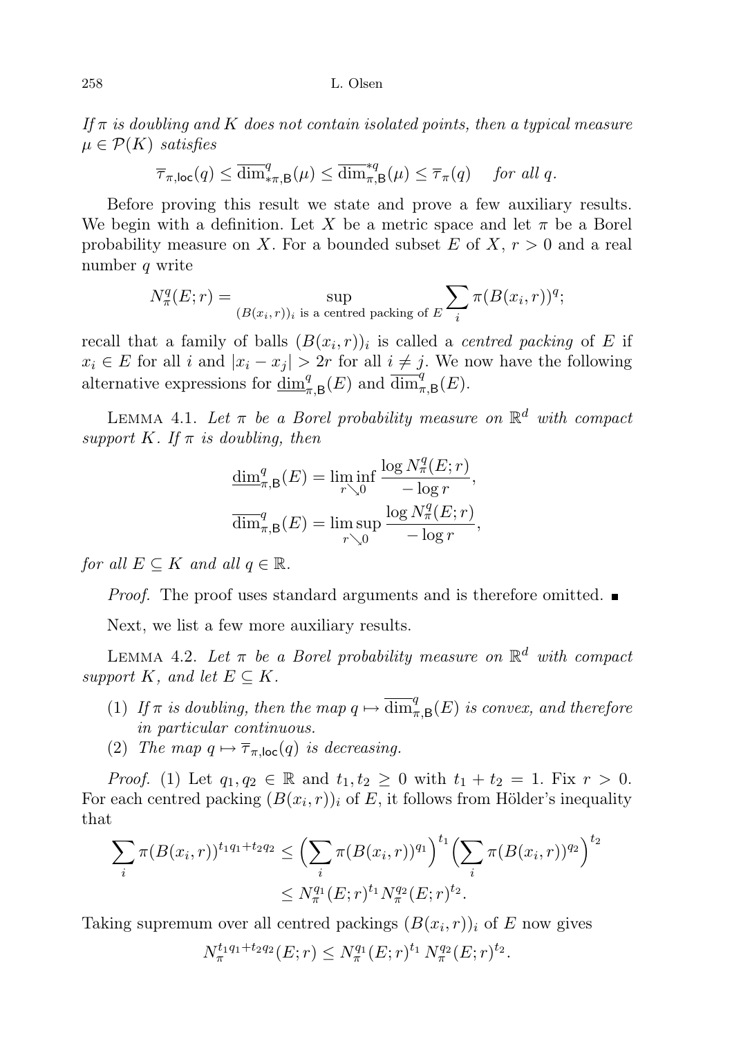*If $\pi$ is doubling and $K$ does not contain isolated points, then a typical measure $\mu \in \mathcal{P}(K)$ satisfies*

$$\overline{\tau}_{\pi,\mathsf{loc}}(q) \le \overline{\dim}^q_{*\pi,\mathsf{B}}(\mu) \le \overline{\dim}^{*q}_{\pi,\mathsf{B}}(\mu) \le \overline{\tau}_\pi(q) \quad \text{for all } q.$$

Before proving this result we state and prove a few auxiliary results. We begin with a definition. Let $X$ be a metric space and let $\pi$ be a Borel probability measure on $X$. For a bounded subset $E$ of $X$, $r > 0$ and a real number $q$ write

$$N^q_\pi(E;r) = \sup_{(B(x_i,r))_i \text{ is a centred packing of } E} \sum_i \pi(B(x_i,r))^q;$$

recall that a family of balls $(B(x_i,r))_i$ is called a *centred packing* of $E$ if $x_i \in E$ for all $i$ and $|x_i - x_j| > 2r$ for all $i \ne j$. We now have the following alternative expressions for $\underline{\dim}^q_{\pi,\mathsf{B}}(E)$ and $\overline{\dim}^q_{\pi,\mathsf{B}}(E)$.

Lemma 4.1. *Let $\pi$ be a Borel probability measure on $\mathbb{R}^d$ with compact support $K$. If $\pi$ is doubling, then*

$$\underline{\dim}^q_{\pi,\mathsf{B}}(E) = \liminf_{r \searrow 0} \frac{\log N^q_\pi(E;r)}{-\log r},$$
$$\overline{\dim}^q_{\pi,\mathsf{B}}(E) = \limsup_{r \searrow 0} \frac{\log N^q_\pi(E;r)}{-\log r},$$

*for all $E \subseteq K$ and all $q \in \mathbb{R}$.*

*Proof.* The proof uses standard arguments and is therefore omitted. ■

Next, we list a few more auxiliary results.

Lemma 4.2. *Let $\pi$ be a Borel probability measure on $\mathbb{R}^d$ with compact support $K$, and let $E \subseteq K$.*

1. *If $\pi$ is doubling, then the map $q \mapsto \overline{\dim}^q_{\pi,\mathsf{B}}(E)$ is convex, and therefore in particular continuous.*
2. *The map $q \mapsto \overline{\tau}_{\pi,\mathsf{loc}}(q)$ is decreasing.*

*Proof.* (1) Let $q_1, q_2 \in \mathbb{R}$ and $t_1, t_2 \ge 0$ with $t_1 + t_2 = 1$. Fix $r > 0$. For each centred packing $(B(x_i,r))_i$ of $E$, it follows from Hölder's inequality that

$$\begin{aligned}\sum_i \pi(B(x_i,r))^{t_1 q_1 + t_2 q_2} &\le \Big(\sum_i \pi(B(x_i,r))^{q_1}\Big)^{t_1} \Big(\sum_i \pi(B(x_i,r))^{q_2}\Big)^{t_2} \\ &\le N^{q_1}_\pi(E;r)^{t_1} N^{q_2}_\pi(E;r)^{t_2}.\end{aligned}$$

Taking supremum over all centred packings $(B(x_i,r))_i$ of $E$ now gives

$$N^{t_1 q_1 + t_2 q_2}_\pi(E;r) \le N^{q_1}_\pi(E;r)^{t_1}\, N^{q_2}_\pi(E;r)^{t_2}.$$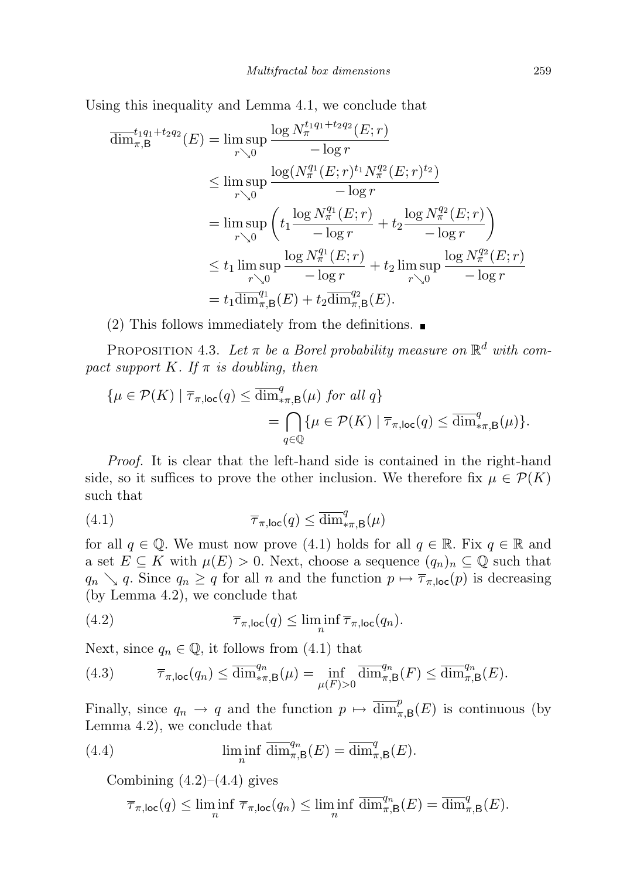Using this inequality and Lemma 4.1, we conclude that

$$
\begin{aligned}
\overline{\dim}_{\pi,\mathsf{B}}^{t_1 q_1 + t_2 q_2}(E) &= \limsup_{r \searrow 0} \frac{\log N_\pi^{t_1 q_1 + t_2 q_2}(E;r)}{-\log r} \\
&\leq \limsup_{r \searrow 0} \frac{\log (N_\pi^{q_1}(E;r)^{t_1} N_\pi^{q_2}(E;r)^{t_2})}{-\log r} \\
&= \limsup_{r \searrow 0} \left( t_1 \frac{\log N_\pi^{q_1}(E;r)}{-\log r} + t_2 \frac{\log N_\pi^{q_2}(E;r)}{-\log r} \right) \\
&\leq t_1 \limsup_{r \searrow 0} \frac{\log N_\pi^{q_1}(E;r)}{-\log r} + t_2 \limsup_{r \searrow 0} \frac{\log N_\pi^{q_2}(E;r)}{-\log r} \\
&= t_1 \overline{\dim}_{\pi,\mathsf{B}}^{q_1}(E) + t_2 \overline{\dim}_{\pi,\mathsf{B}}^{q_2}(E).
\end{aligned}
$$

(2) This follows immediately from the definitions. ∎

Proposition 4.3. *Let $\pi$ be a Borel probability measure on $\mathbb{R}^d$ with compact support $K$. If $\pi$ is doubling, then*

$$
\{\mu \in \mathcal{P}(K) \mid \overline{\tau}_{\pi,\mathsf{loc}}(q) \leq \overline{\dim}_{*\pi,\mathsf{B}}^{q}(\mu) \text{ for all } q\} = \bigcap_{q \in \mathbb{Q}} \{\mu \in \mathcal{P}(K) \mid \overline{\tau}_{\pi,\mathsf{loc}}(q) \leq \overline{\dim}_{*\pi,\mathsf{B}}^{q}(\mu)\}.
$$

*Proof.* It is clear that the left-hand side is contained in the right-hand side, so it suffices to prove the other inclusion. We therefore fix $\mu \in \mathcal{P}(K)$ such that

$$
\overline{\tau}_{\pi,\mathsf{loc}}(q) \leq \overline{\dim}_{*\pi,\mathsf{B}}^{q}(\mu) \tag{4.1}
$$

for all $q \in \mathbb{Q}$. We must now prove (4.1) holds for all $q \in \mathbb{R}$. Fix $q \in \mathbb{R}$ and a set $E \subseteq K$ with $\mu(E) > 0$. Next, choose a sequence $(q_n)_n \subseteq \mathbb{Q}$ such that $q_n \searrow q$. Since $q_n \geq q$ for all $n$ and the function $p \mapsto \overline{\tau}_{\pi,\mathsf{loc}}(p)$ is decreasing (by Lemma 4.2), we conclude that

$$
\overline{\tau}_{\pi,\mathsf{loc}}(q) \leq \liminf_n \overline{\tau}_{\pi,\mathsf{loc}}(q_n). \tag{4.2}
$$

Next, since $q_n \in \mathbb{Q}$, it follows from (4.1) that

$$
\overline{\tau}_{\pi,\mathsf{loc}}(q_n) \leq \overline{\dim}_{*\pi,\mathsf{B}}^{q_n}(\mu) = \inf_{\mu(F)>0} \overline{\dim}_{\pi,\mathsf{B}}^{q_n}(F) \leq \overline{\dim}_{\pi,\mathsf{B}}^{q_n}(E). \tag{4.3}
$$

Finally, since $q_n \to q$ and the function $p \mapsto \overline{\dim}_{\pi,\mathsf{B}}^{p}(E)$ is continuous (by Lemma 4.2), we conclude that

$$
\liminf_n \overline{\dim}_{\pi,\mathsf{B}}^{q_n}(E) = \overline{\dim}_{\pi,\mathsf{B}}^{q}(E). \tag{4.4}
$$

Combining (4.2)–(4.4) gives

$$
\overline{\tau}_{\pi,\mathsf{loc}}(q) \leq \liminf_n \overline{\tau}_{\pi,\mathsf{loc}}(q_n) \leq \liminf_n \overline{\dim}_{\pi,\mathsf{B}}^{q_n}(E) = \overline{\dim}_{\pi,\mathsf{B}}^{q}(E).
$$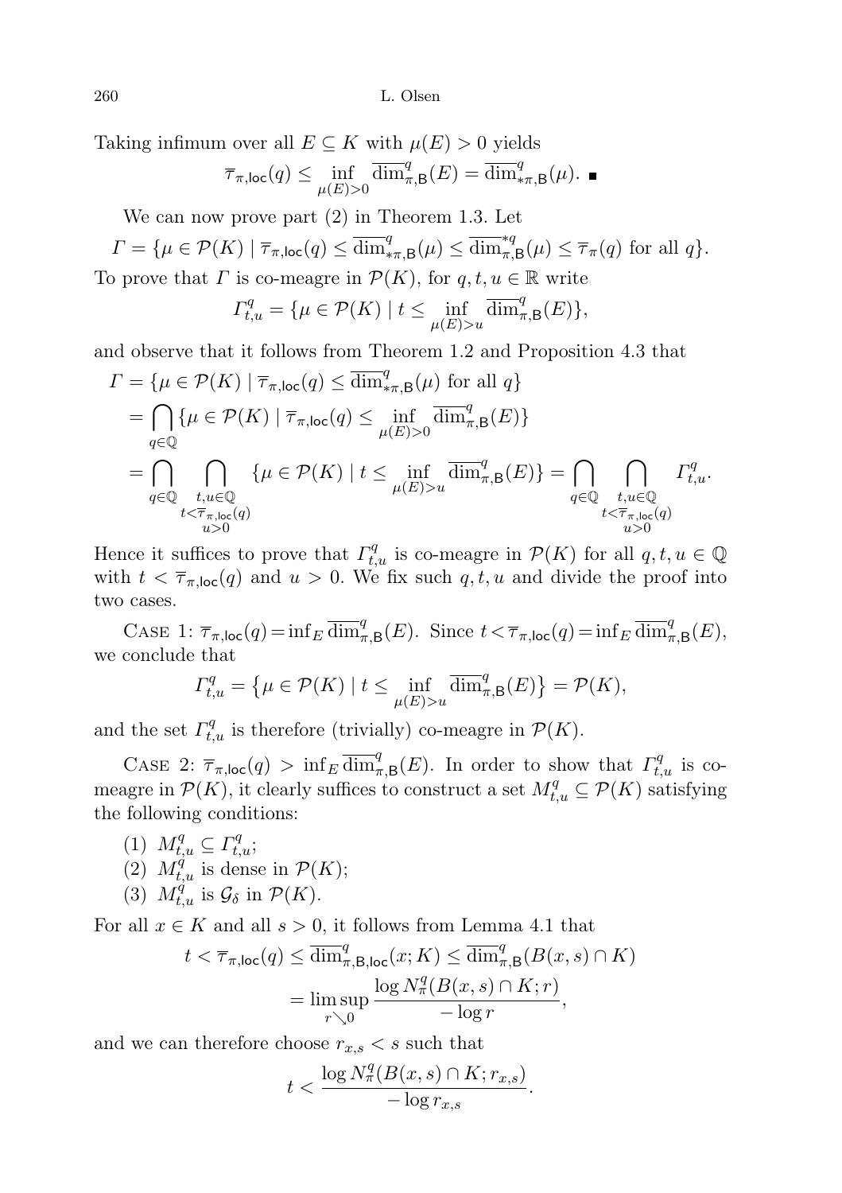Taking infimum over all $E \subseteq K$ with $\mu(E) > 0$ yields

$$\overline{\tau}_{\pi,\mathsf{loc}}(q) \leq \inf_{\mu(E)>0} \overline{\dim}^q_{\pi,\mathsf{B}}(E) = \overline{\dim}^q_{*\pi,\mathsf{B}}(\mu). \ \blacksquare$$

We can now prove part (2) in Theorem 1.3. Let

$$\Gamma = \{\mu \in \mathcal{P}(K) \mid \overline{\tau}_{\pi,\mathsf{loc}}(q) \leq \overline{\dim}^q_{*\pi,\mathsf{B}}(\mu) \leq \overline{\dim}^{*q}_{\pi,\mathsf{B}}(\mu) \leq \overline{\tau}_\pi(q) \text{ for all } q\}.$$

To prove that $\Gamma$ is co-meagre in $\mathcal{P}(K)$, for $q, t, u \in \mathbb{R}$ write

$$\Gamma^q_{t,u} = \{\mu \in \mathcal{P}(K) \mid t \leq \inf_{\mu(E)>u} \overline{\dim}^q_{\pi,\mathsf{B}}(E)\},$$

and observe that it follows from Theorem 1.2 and Proposition 4.3 that

$$\begin{aligned}
\Gamma &= \{\mu \in \mathcal{P}(K) \mid \overline{\tau}_{\pi,\mathsf{loc}}(q) \leq \overline{\dim}^q_{*\pi,\mathsf{B}}(\mu) \text{ for all } q\} \\
&= \bigcap_{q\in\mathbb{Q}} \{\mu \in \mathcal{P}(K) \mid \overline{\tau}_{\pi,\mathsf{loc}}(q) \leq \inf_{\mu(E)>0} \overline{\dim}^q_{\pi,\mathsf{B}}(E)\} \\
&= \bigcap_{q\in\mathbb{Q}} \bigcap_{\substack{t,u\in\mathbb{Q} \\ t<\overline{\tau}_{\pi,\mathsf{loc}}(q) \\ u>0}} \{\mu \in \mathcal{P}(K) \mid t \leq \inf_{\mu(E)>u} \overline{\dim}^q_{\pi,\mathsf{B}}(E)\} = \bigcap_{q\in\mathbb{Q}} \bigcap_{\substack{t,u\in\mathbb{Q} \\ t<\overline{\tau}_{\pi,\mathsf{loc}}(q) \\ u>0}} \Gamma^q_{t,u}.
\end{aligned}$$

Hence it suffices to prove that $\Gamma^q_{t,u}$ is co-meagre in $\mathcal{P}(K)$ for all $q, t, u \in \mathbb{Q}$ with $t < \overline{\tau}_{\pi,\mathsf{loc}}(q)$ and $u > 0$. We fix such $q, t, u$ and divide the proof into two cases.

Case 1: $\overline{\tau}_{\pi,\mathsf{loc}}(q) = \inf_E \overline{\dim}^q_{\pi,\mathsf{B}}(E)$. Since $t < \overline{\tau}_{\pi,\mathsf{loc}}(q) = \inf_E \overline{\dim}^q_{\pi,\mathsf{B}}(E)$, we conclude that

$$\Gamma^q_{t,u} = \{\mu \in \mathcal{P}(K) \mid t \leq \inf_{\mu(E)>u} \overline{\dim}^q_{\pi,\mathsf{B}}(E)\} = \mathcal{P}(K),$$

and the set $\Gamma^q_{t,u}$ is therefore (trivially) co-meagre in $\mathcal{P}(K)$.

Case 2: $\overline{\tau}_{\pi,\mathsf{loc}}(q) > \inf_E \overline{\dim}^q_{\pi,\mathsf{B}}(E)$. In order to show that $\Gamma^q_{t,u}$ is co-meagre in $\mathcal{P}(K)$, it clearly suffices to construct a set $M^q_{t,u} \subseteq \mathcal{P}(K)$ satisfying the following conditions:

(1) $M^q_{t,u} \subseteq \Gamma^q_{t,u}$;
(2) $M^q_{t,u}$ is dense in $\mathcal{P}(K)$;
(3) $M^q_{t,u}$ is $\mathcal{G}_\delta$ in $\mathcal{P}(K)$.

For all $x \in K$ and all $s > 0$, it follows from Lemma 4.1 that

$$\begin{aligned}
t < \overline{\tau}_{\pi,\mathsf{loc}}(q) &\leq \overline{\dim}^q_{\pi,\mathsf{B},\mathsf{loc}}(x; K) \leq \overline{\dim}^q_{\pi,\mathsf{B}}(B(x,s) \cap K) \\
&= \limsup_{r\searrow 0} \frac{\log N^q_\pi(B(x,s) \cap K; r)}{-\log r},
\end{aligned}$$

and we can therefore choose $r_{x,s} < s$ such that

$$t < \frac{\log N^q_\pi(B(x,s) \cap K; r_{x,s})}{-\log r_{x,s}}.$$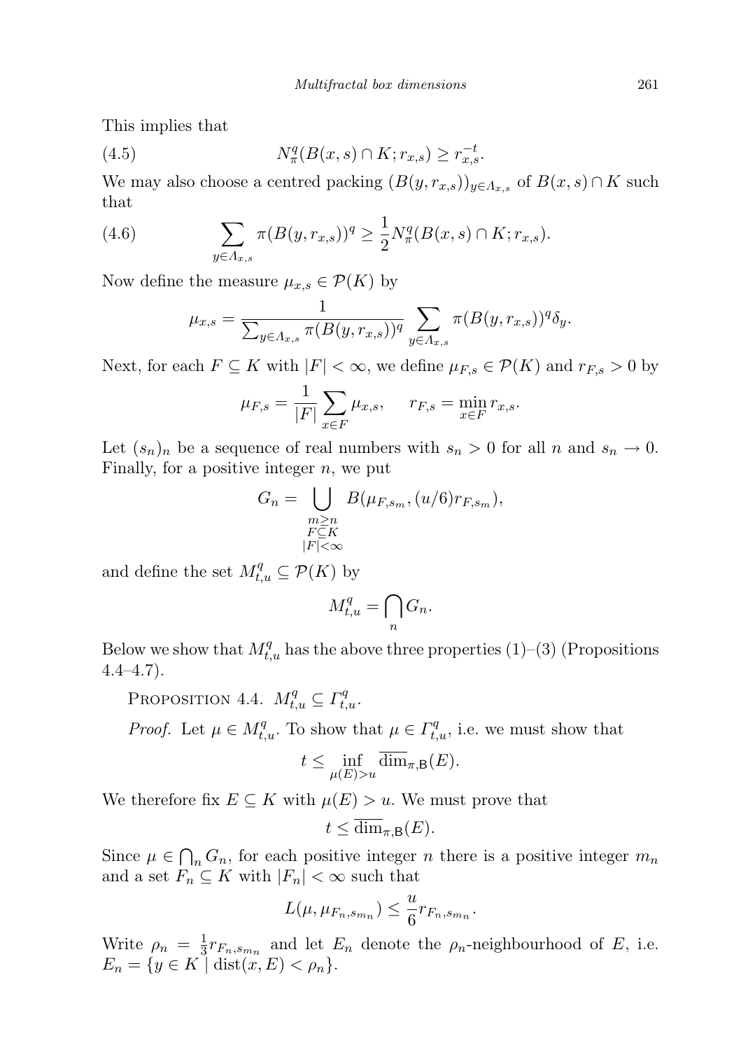This implies that

$$N^q_\pi(B(x,s)\cap K; r_{x,s}) \geq r_{x,s}^{-t}. \tag{4.5}$$

We may also choose a centred packing $(B(y,r_{x,s}))_{y\in\Lambda_{x,s}}$ of $B(x,s)\cap K$ such that

$$\sum_{y\in\Lambda_{x,s}} \pi(B(y,r_{x,s}))^q \geq \frac{1}{2} N^q_\pi(B(x,s)\cap K; r_{x,s}). \tag{4.6}$$

Now define the measure $\mu_{x,s}\in\mathcal{P}(K)$ by

$$\mu_{x,s} = \frac{1}{\sum_{y\in\Lambda_{x,s}} \pi(B(y,r_{x,s}))^q} \sum_{y\in\Lambda_{x,s}} \pi(B(y,r_{x,s}))^q \delta_y.$$

Next, for each $F\subseteq K$ with $|F|<\infty$, we define $\mu_{F,s}\in\mathcal{P}(K)$ and $r_{F,s}>0$ by

$$\mu_{F,s} = \frac{1}{|F|}\sum_{x\in F}\mu_{x,s}, \qquad r_{F,s} = \min_{x\in F} r_{x,s}.$$

Let $(s_n)_n$ be a sequence of real numbers with $s_n>0$ for all $n$ and $s_n\to 0$. Finally, for a positive integer $n$, we put

$$G_n = \bigcup_{\substack{m\geq n\\ F\subseteq K\\ |F|<\infty}} B(\mu_{F,s_m}, (u/6) r_{F,s_m}),$$

and define the set $M^q_{t,u}\subseteq\mathcal{P}(K)$ by

$$M^q_{t,u} = \bigcap_n G_n.$$

Below we show that $M^q_{t,u}$ has the above three properties (1)–(3) (Propositions 4.4–4.7).

Proposition 4.4. $M^q_{t,u}\subseteq\Gamma^q_{t,u}$.

*Proof.* Let $\mu\in M^q_{t,u}$. To show that $\mu\in\Gamma^q_{t,u}$, i.e. we must show that

$$t\leq \inf_{\mu(E)>u} \overline{\dim}_{\pi,\mathsf{B}}(E).$$

We therefore fix $E\subseteq K$ with $\mu(E)>u$. We must prove that

$$t\leq \overline{\dim}_{\pi,\mathsf{B}}(E).$$

Since $\mu\in\bigcap_n G_n$, for each positive integer $n$ there is a positive integer $m_n$ and a set $F_n\subseteq K$ with $|F_n|<\infty$ such that

$$L(\mu,\mu_{F_n,s_{m_n}}) \leq \frac{u}{6} r_{F_n,s_{m_n}}.$$

Write $\rho_n = \frac{1}{3} r_{F_n,s_{m_n}}$ and let $E_n$ denote the $\rho_n$-neighbourhood of $E$, i.e. $E_n = \{y\in K \mid \operatorname{dist}(x,E)<\rho_n\}$.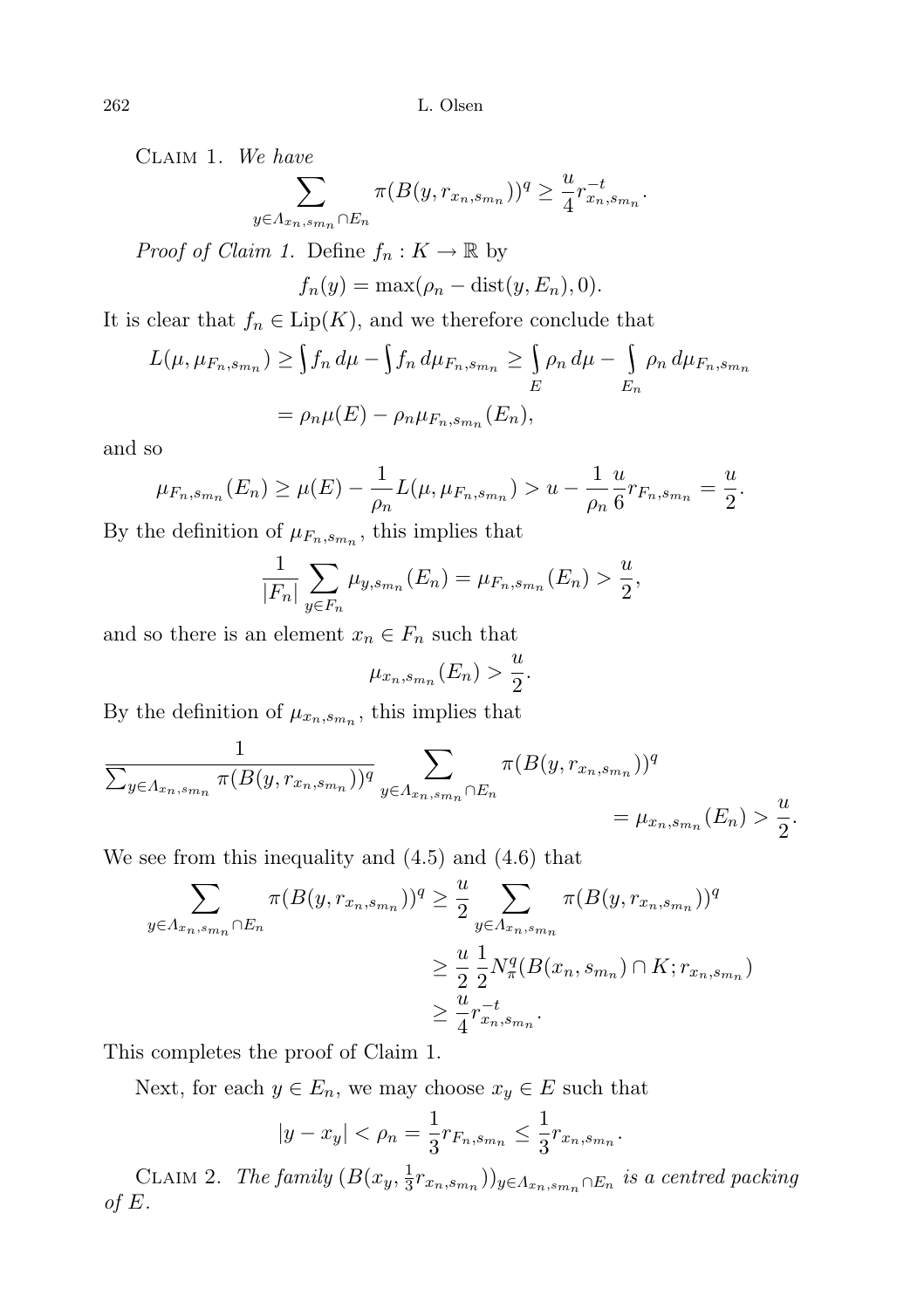CLAIM 1. *We have*

$$\sum_{y\in \Lambda_{x_n,s_{m_n}}\cap E_n} \pi(B(y,r_{x_n,s_{m_n}}))^q \geq \frac{u}{4} r_{x_n,s_{m_n}}^{-t}.$$

*Proof of Claim 1.* Define $f_n : K \to \mathbb{R}$ by

$$f_n(y) = \max(\rho_n - \operatorname{dist}(y, E_n), 0).$$

It is clear that $f_n \in \operatorname{Lip}(K)$, and we therefore conclude that

$$\begin{aligned} L(\mu,\mu_{F_n,s_{m_n}}) &\geq \int f_n\,d\mu - \int f_n\,d\mu_{F_n,s_{m_n}} \geq \int_E \rho_n\,d\mu - \int_{E_n} \rho_n\,d\mu_{F_n,s_{m_n}} \\ &= \rho_n\mu(E) - \rho_n\mu_{F_n,s_{m_n}}(E_n), \end{aligned}$$

and so

$$\mu_{F_n,s_{m_n}}(E_n) \geq \mu(E) - \frac{1}{\rho_n} L(\mu,\mu_{F_n,s_{m_n}}) > u - \frac{1}{\rho_n}\frac{u}{6} r_{F_n,s_{m_n}} = \frac{u}{2}.$$

By the definition of $\mu_{F_n,s_{m_n}}$, this implies that

$$\frac{1}{|F_n|}\sum_{y\in F_n} \mu_{y,s_{m_n}}(E_n) = \mu_{F_n,s_{m_n}}(E_n) > \frac{u}{2},$$

and so there is an element $x_n \in F_n$ such that

$$\mu_{x_n,s_{m_n}}(E_n) > \frac{u}{2}.$$

By the definition of $\mu_{x_n,s_{m_n}}$, this implies that

$$\frac{1}{\sum_{y\in\Lambda_{x_n,s_{m_n}}} \pi(B(y,r_{x_n,s_{m_n}}))^q} \sum_{y\in\Lambda_{x_n,s_{m_n}}\cap E_n} \pi(B(y,r_{x_n,s_{m_n}}))^q = \mu_{x_n,s_{m_n}}(E_n) > \frac{u}{2}.$$

We see from this inequality and (4.5) and (4.6) that

$$\begin{aligned} \sum_{y\in\Lambda_{x_n,s_{m_n}}\cap E_n} \pi(B(y,r_{x_n,s_{m_n}}))^q &\geq \frac{u}{2}\sum_{y\in\Lambda_{x_n,s_{m_n}}} \pi(B(y,r_{x_n,s_{m_n}}))^q \\ &\geq \frac{u}{2}\,\frac{1}{2} N_\pi^q(B(x_n,s_{m_n})\cap K; r_{x_n,s_{m_n}}) \\ &\geq \frac{u}{4} r_{x_n,s_{m_n}}^{-t}. \end{aligned}$$

This completes the proof of Claim 1.

Next, for each $y \in E_n$, we may choose $x_y \in E$ such that

$$|y - x_y| < \rho_n = \frac{1}{3} r_{F_n,s_{m_n}} \leq \frac{1}{3} r_{x_n,s_{m_n}}.$$

CLAIM 2. *The family* $(B(x_y, \frac{1}{3} r_{x_n,s_{m_n}}))_{y\in\Lambda_{x_n,s_{m_n}}\cap E_n}$ *is a centred packing of* $E$.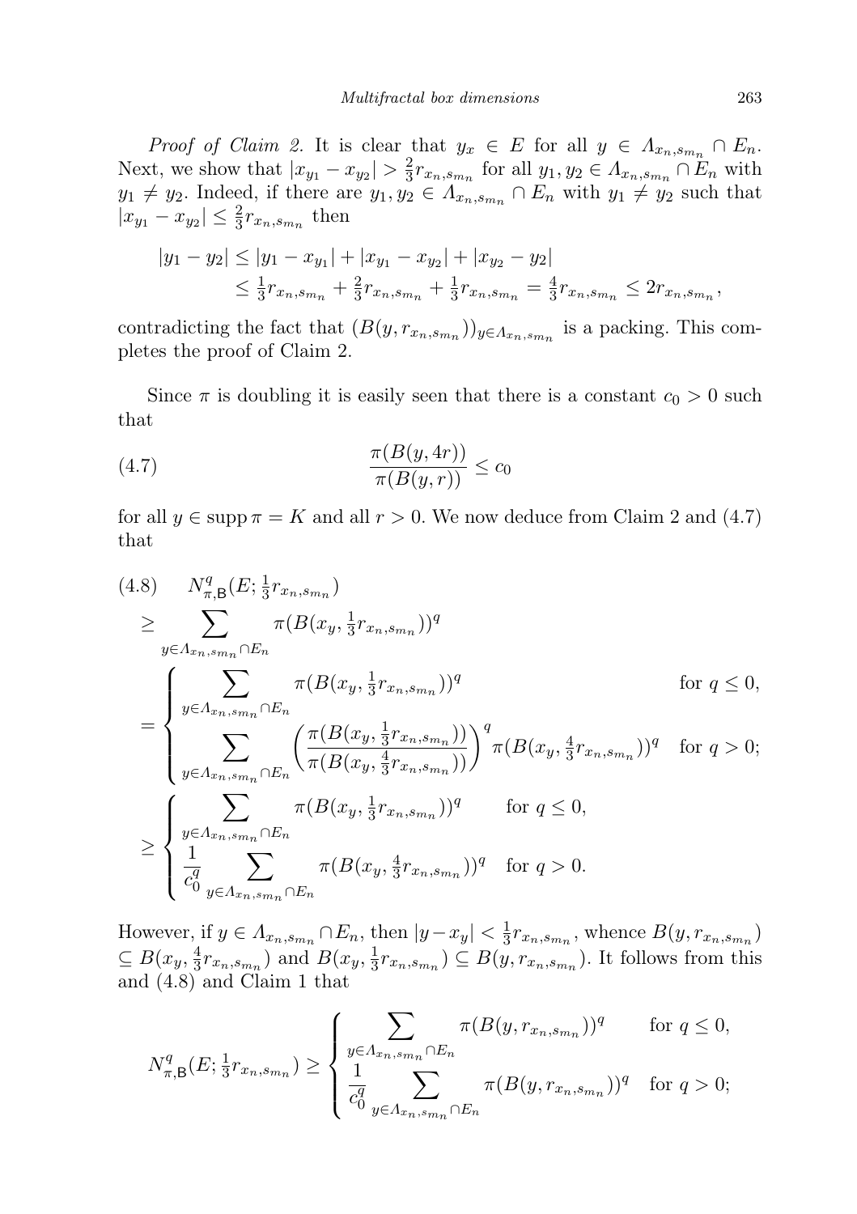*Proof of Claim 2.* It is clear that $y_x \in E$ for all $y \in \Lambda_{x_n,s_{m_n}} \cap E_n$. Next, we show that $|x_{y_1} - x_{y_2}| > \frac{2}{3} r_{x_n,s_{m_n}}$ for all $y_1, y_2 \in \Lambda_{x_n,s_{m_n}} \cap E_n$ with $y_1 \neq y_2$. Indeed, if there are $y_1, y_2 \in \Lambda_{x_n,s_{m_n}} \cap E_n$ with $y_1 \neq y_2$ such that $|x_{y_1} - x_{y_2}| \leq \frac{2}{3} r_{x_n,s_{m_n}}$ then

$$
\begin{aligned}
|y_1 - y_2| &\leq |y_1 - x_{y_1}| + |x_{y_1} - x_{y_2}| + |x_{y_2} - y_2| \\
&\leq \tfrac{1}{3} r_{x_n,s_{m_n}} + \tfrac{2}{3} r_{x_n,s_{m_n}} + \tfrac{1}{3} r_{x_n,s_{m_n}} = \tfrac{4}{3} r_{x_n,s_{m_n}} \leq 2 r_{x_n,s_{m_n}},
\end{aligned}
$$

contradicting the fact that $(B(y, r_{x_n,s_{m_n}}))_{y \in \Lambda_{x_n,s_{m_n}}}$ is a packing. This completes the proof of Claim 2.

Since $\pi$ is doubling it is easily seen that there is a constant $c_0 > 0$ such that

$$
\frac{\pi(B(y,4r))}{\pi(B(y,r))} \leq c_0 \tag{4.7}
$$

for all $y \in \operatorname{supp} \pi = K$ and all $r > 0$. We now deduce from Claim 2 and (4.7) that

$$
\begin{aligned}
&N^q_{\pi,\mathsf{B}}(E; \tfrac{1}{3} r_{x_n,s_{m_n}}) \tag{4.8} \\
&\geq \sum_{y \in \Lambda_{x_n,s_{m_n}} \cap E_n} \pi(B(x_y, \tfrac{1}{3} r_{x_n,s_{m_n}}))^q \\
&= \begin{cases} \displaystyle\sum_{y \in \Lambda_{x_n,s_{m_n}} \cap E_n} \pi(B(x_y, \tfrac{1}{3} r_{x_n,s_{m_n}}))^q & \text{for } q \leq 0, \\ \displaystyle\sum_{y \in \Lambda_{x_n,s_{m_n}} \cap E_n} \left( \frac{\pi(B(x_y, \frac{1}{3} r_{x_n,s_{m_n}}))}{\pi(B(x_y, \frac{4}{3} r_{x_n,s_{m_n}}))} \right)^q \pi(B(x_y, \tfrac{4}{3} r_{x_n,s_{m_n}}))^q & \text{for } q > 0; \end{cases} \\
&\geq \begin{cases} \displaystyle\sum_{y \in \Lambda_{x_n,s_{m_n}} \cap E_n} \pi(B(x_y, \tfrac{1}{3} r_{x_n,s_{m_n}}))^q & \text{for } q \leq 0, \\ \displaystyle\frac{1}{c_0^q} \sum_{y \in \Lambda_{x_n,s_{m_n}} \cap E_n} \pi(B(x_y, \tfrac{4}{3} r_{x_n,s_{m_n}}))^q & \text{for } q > 0. \end{cases}
\end{aligned}
$$

However, if $y \in \Lambda_{x_n,s_{m_n}} \cap E_n$, then $|y - x_y| < \frac{1}{3} r_{x_n,s_{m_n}}$, whence $B(y, r_{x_n,s_{m_n}}) \subseteq B(x_y, \frac{4}{3} r_{x_n,s_{m_n}})$ and $B(x_y, \frac{1}{3} r_{x_n,s_{m_n}}) \subseteq B(y, r_{x_n,s_{m_n}})$. It follows from this and (4.8) and Claim 1 that

$$
N^q_{\pi,\mathsf{B}}(E; \tfrac{1}{3} r_{x_n,s_{m_n}}) \geq \begin{cases} \displaystyle\sum_{y \in \Lambda_{x_n,s_{m_n}} \cap E_n} \pi(B(y, r_{x_n,s_{m_n}}))^q & \text{for } q \leq 0, \\ \displaystyle\frac{1}{c_0^q} \sum_{y \in \Lambda_{x_n,s_{m_n}} \cap E_n} \pi(B(y, r_{x_n,s_{m_n}}))^q & \text{for } q > 0; \end{cases}
$$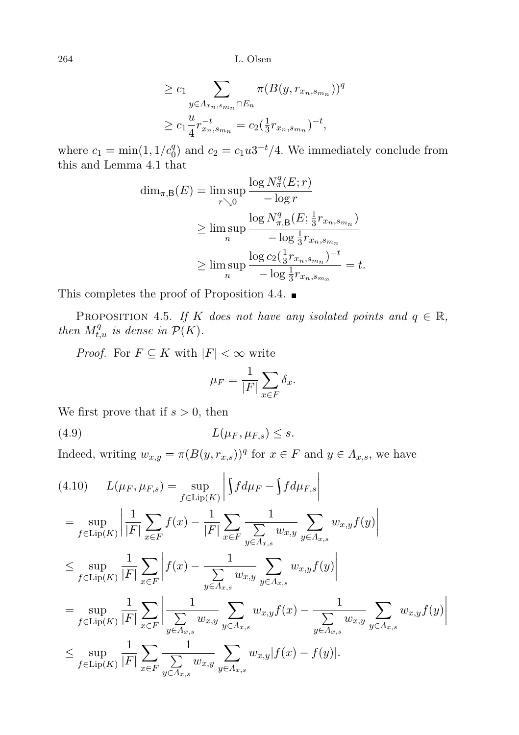$$\geq c_1 \sum_{y \in \Lambda_{x_n, s_{m_n}} \cap E_n} \pi(B(y, r_{x_n, s_{m_n}}))^q$$

$$\geq c_1 \frac{u}{4} r_{x_n, s_{m_n}}^{-t} = c_2 (\tfrac{1}{3} r_{x_n, s_{m_n}})^{-t},$$

where $c_1 = \min(1, 1/c_0^q)$ and $c_2 = c_1 u 3^{-t}/4$. We immediately conclude from this and Lemma 4.1 that

$$\begin{aligned}
\overline{\dim}_{\pi,\mathsf{B}}(E) &= \limsup_{r \searrow 0} \frac{\log N_\pi^q(E; r)}{-\log r} \\
&\geq \limsup_n \frac{\log N_{\pi,\mathsf{B}}^q(E; \frac{1}{3} r_{x_n, s_{m_n}})}{-\log \frac{1}{3} r_{x_n, s_{m_n}}} \\
&\geq \limsup_n \frac{\log c_2 (\frac{1}{3} r_{x_n, s_{m_n}})^{-t}}{-\log \frac{1}{3} r_{x_n, s_{m_n}}} = t.
\end{aligned}$$

This completes the proof of Proposition 4.4. ∎

PROPOSITION 4.5. *If $K$ does not have any isolated points and $q \in \mathbb{R}$, then $M_{t,u}^q$ is dense in $\mathcal{P}(K)$.*

*Proof.* For $F \subseteq K$ with $|F| < \infty$ write

$$\mu_F = \frac{1}{|F|} \sum_{x \in F} \delta_x.$$

We first prove that if $s > 0$, then

$$L(\mu_F, \mu_{F,s}) \leq s. \tag{4.9}$$

Indeed, writing $w_{x,y} = \pi(B(y, r_{x,s}))^q$ for $x \in F$ and $y \in \Lambda_{x,s}$, we have

$$\begin{aligned}
(4.10) \qquad L(\mu_F, \mu_{F,s}) &= \sup_{f \in \mathrm{Lip}(K)} \left| \int f \, d\mu_F - \int f \, d\mu_{F,s} \right| \\
&= \sup_{f \in \mathrm{Lip}(K)} \left| \frac{1}{|F|} \sum_{x \in F} f(x) - \frac{1}{|F|} \sum_{x \in F} \frac{1}{\sum_{y \in \Lambda_{x,s}} w_{x,y}} \sum_{y \in \Lambda_{x,s}} w_{x,y} f(y) \right| \\
&\leq \sup_{f \in \mathrm{Lip}(K)} \frac{1}{|F|} \sum_{x \in F} \left| f(x) - \frac{1}{\sum_{y \in \Lambda_{x,s}} w_{x,y}} \sum_{y \in \Lambda_{x,s}} w_{x,y} f(y) \right| \\
&= \sup_{f \in \mathrm{Lip}(K)} \frac{1}{|F|} \sum_{x \in F} \left| \frac{1}{\sum_{y \in \Lambda_{x,s}} w_{x,y}} \sum_{y \in \Lambda_{x,s}} w_{x,y} f(x) - \frac{1}{\sum_{y \in \Lambda_{x,s}} w_{x,y}} \sum_{y \in \Lambda_{x,s}} w_{x,y} f(y) \right| \\
&\leq \sup_{f \in \mathrm{Lip}(K)} \frac{1}{|F|} \sum_{x \in F} \frac{1}{\sum_{y \in \Lambda_{x,s}} w_{x,y}} \sum_{y \in \Lambda_{x,s}} w_{x,y} |f(x) - f(y)|.
\end{aligned}$$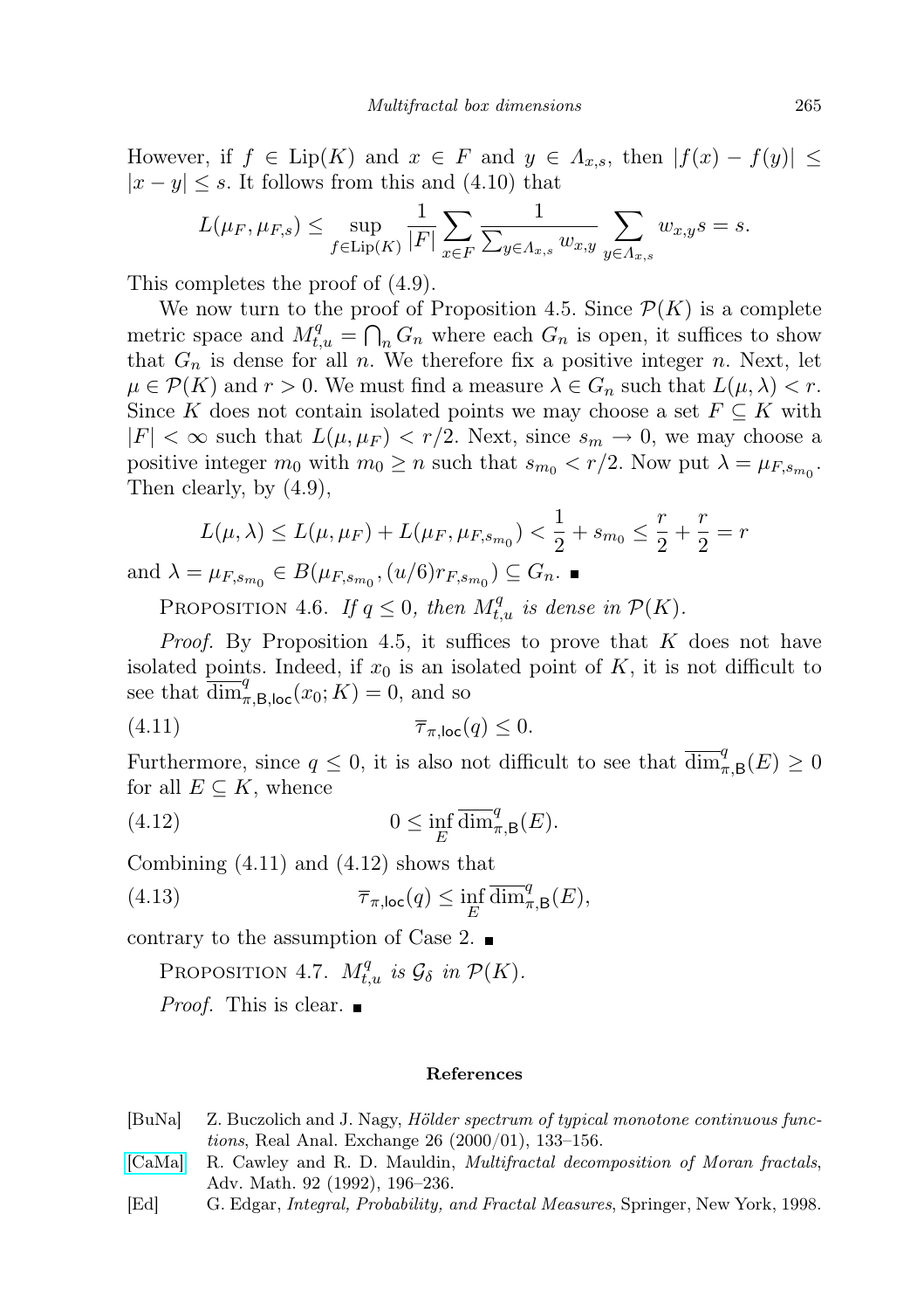However, if $f \in \mathrm{Lip}(K)$ and $x \in F$ and $y \in \Lambda_{x,s}$, then $|f(x) - f(y)| \leq |x - y| \leq s$. It follows from this and (4.10) that

$$L(\mu_F, \mu_{F,s}) \leq \sup_{f \in \mathrm{Lip}(K)} \frac{1}{|F|} \sum_{x \in F} \frac{1}{\sum_{y \in \Lambda_{x,s}} w_{x,y}} \sum_{y \in \Lambda_{x,s}} w_{x,y} s = s.$$

This completes the proof of (4.9).

We now turn to the proof of Proposition 4.5. Since $\mathcal{P}(K)$ is a complete metric space and $M^q_{t,u} = \bigcap_n G_n$ where each $G_n$ is open, it suffices to show that $G_n$ is dense for all $n$. We therefore fix a positive integer $n$. Next, let $\mu \in \mathcal{P}(K)$ and $r > 0$. We must find a measure $\lambda \in G_n$ such that $L(\mu, \lambda) < r$. Since $K$ does not contain isolated points we may choose a set $F \subseteq K$ with $|F| < \infty$ such that $L(\mu, \mu_F) < r/2$. Next, since $s_m \to 0$, we may choose a positive integer $m_0$ with $m_0 \geq n$ such that $s_{m_0} < r/2$. Now put $\lambda = \mu_{F, s_{m_0}}$. Then clearly, by (4.9),

$$L(\mu, \lambda) \leq L(\mu, \mu_F) + L(\mu_F, \mu_{F,s_{m_0}}) < \frac{1}{2} + s_{m_0} \leq \frac{r}{2} + \frac{r}{2} = r$$

and $\lambda = \mu_{F,s_{m_0}} \in B(\mu_{F,s_{m_0}}, (u/6) r_{F,s_{m_0}}) \subseteq G_n$. ∎

Proposition 4.6. *If $q \leq 0$, then $M^q_{t,u}$ is dense in $\mathcal{P}(K)$.*

*Proof.* By Proposition 4.5, it suffices to prove that $K$ does not have isolated points. Indeed, if $x_0$ is an isolated point of $K$, it is not difficult to see that $\overline{\dim}^q_{\pi,\mathsf{B},\mathsf{loc}}(x_0; K) = 0$, and so

$$\overline{\tau}_{\pi,\mathsf{loc}}(q) \leq 0. \tag{4.11}$$

Furthermore, since $q \leq 0$, it is also not difficult to see that $\overline{\dim}^q_{\pi,\mathsf{B}}(E) \geq 0$ for all $E \subseteq K$, whence

$$0 \leq \inf_E \overline{\dim}^q_{\pi,\mathsf{B}}(E). \tag{4.12}$$

Combining (4.11) and (4.12) shows that

$$\overline{\tau}_{\pi,\mathsf{loc}}(q) \leq \inf_E \overline{\dim}^q_{\pi,\mathsf{B}}(E), \tag{4.13}$$

contrary to the assumption of Case 2. ∎

Proposition 4.7. *$M^q_{t,u}$ is $\mathcal{G}_\delta$ in $\mathcal{P}(K)$.*

*Proof.* This is clear. ∎

## References

[BuNa] Z. Buczolich and J. Nagy, *Hölder spectrum of typical monotone continuous functions*, Real Anal. Exchange 26 (2000/01), 133–156.

[CaMa] R. Cawley and R. D. Mauldin, *Multifractal decomposition of Moran fractals*, Adv. Math. 92 (1992), 196–236.

[Ed] G. Edgar, *Integral, Probability, and Fractal Measures*, Springer, New York, 1998.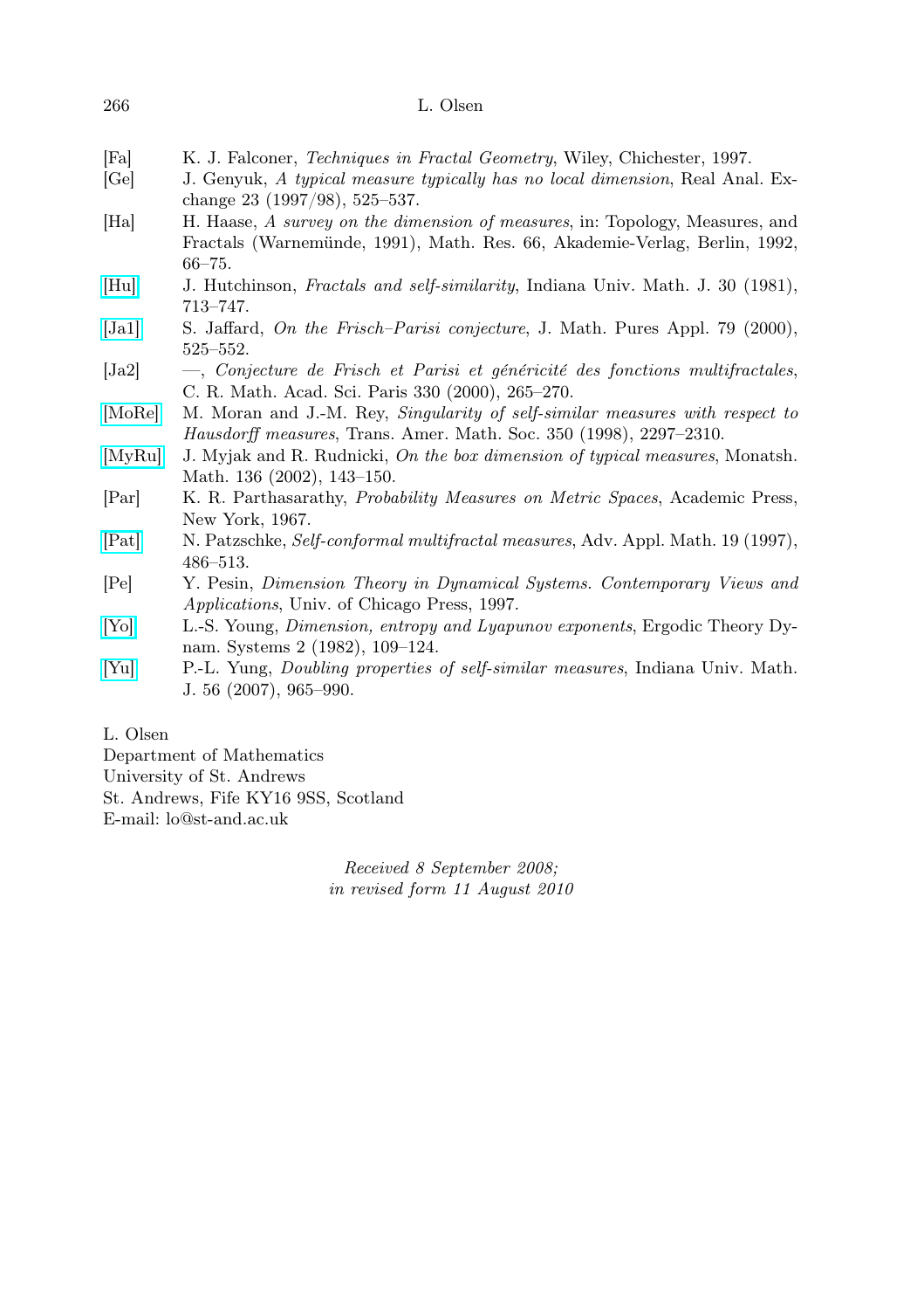[Fa] K. J. Falconer, *Techniques in Fractal Geometry*, Wiley, Chichester, 1997.

[Ge] J. Genyuk, *A typical measure typically has no local dimension*, Real Anal. Exchange 23 (1997/98), 525–537.

[Ha] H. Haase, *A survey on the dimension of measures*, in: Topology, Measures, and Fractals (Warnemünde, 1991), Math. Res. 66, Akademie-Verlag, Berlin, 1992, 66–75.

[Hu] J. Hutchinson, *Fractals and self-similarity*, Indiana Univ. Math. J. 30 (1981), 713–747.

[Ja1] S. Jaffard, *On the Frisch–Parisi conjecture*, J. Math. Pures Appl. 79 (2000), 525–552.

[Ja2] —, *Conjecture de Frisch et Parisi et généricité des fonctions multifractales*, C. R. Math. Acad. Sci. Paris 330 (2000), 265–270.

[MoRe] M. Moran and J.-M. Rey, *Singularity of self-similar measures with respect to Hausdorff measures*, Trans. Amer. Math. Soc. 350 (1998), 2297–2310.

[MyRu] J. Myjak and R. Rudnicki, *On the box dimension of typical measures*, Monatsh. Math. 136 (2002), 143–150.

[Par] K. R. Parthasarathy, *Probability Measures on Metric Spaces*, Academic Press, New York, 1967.

[Pat] N. Patzschke, *Self-conformal multifractal measures*, Adv. Appl. Math. 19 (1997), 486–513.

[Pe] Y. Pesin, *Dimension Theory in Dynamical Systems. Contemporary Views and Applications*, Univ. of Chicago Press, 1997.

[Yo] L.-S. Young, *Dimension, entropy and Lyapunov exponents*, Ergodic Theory Dynam. Systems 2 (1982), 109–124.

[Yu] P.-L. Yung, *Doubling properties of self-similar measures*, Indiana Univ. Math. J. 56 (2007), 965–990.

L. Olsen
Department of Mathematics
University of St. Andrews
St. Andrews, Fife KY16 9SS, Scotland
E-mail: lo@st-and.ac.uk

*Received 8 September 2008;*
*in revised form 11 August 2010*